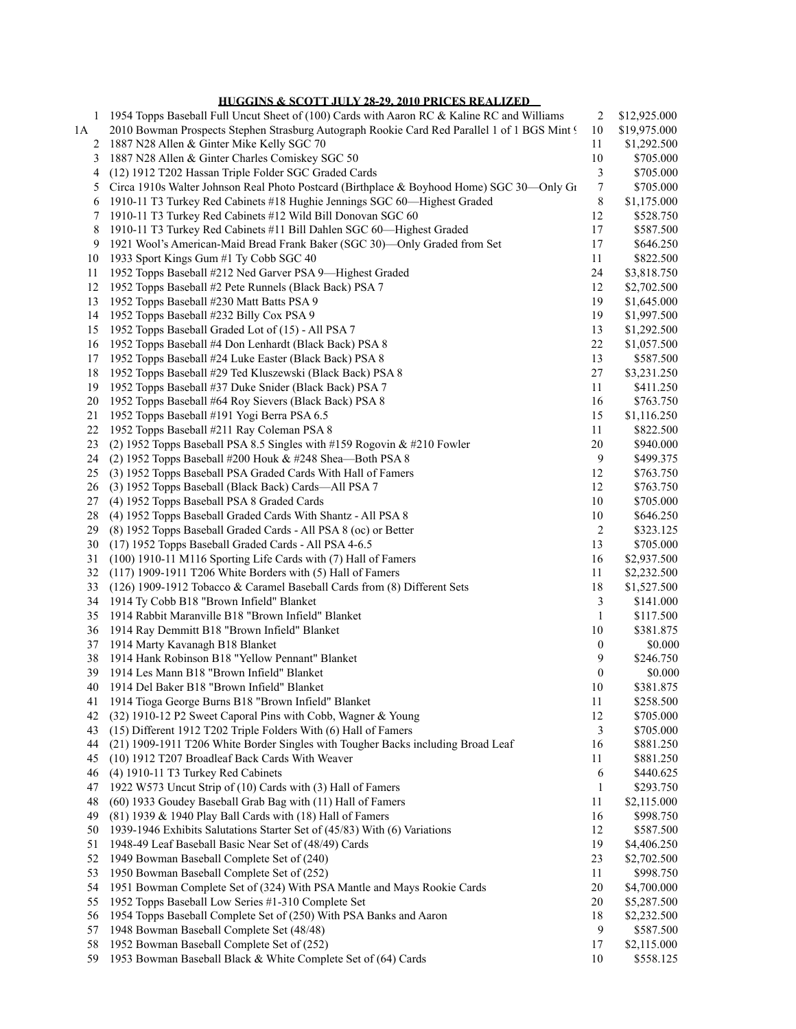**HUGGINS & SCOTT JULY 28-29, 2010 PRICES REALIZED**

| | | | |
|---|---|---|---|
| 1 | 1954 Topps Baseball Full Uncut Sheet of (100) Cards with Aaron RC & Kaline RC and Williams | 2 | $12,925.000 |
| 1A | 2010 Bowman Prospects Stephen Strasburg Autograph Rookie Card Red Parallel 1 of 1 BGS Mint 9 | 10 | $19,975.000 |
| 2 | 1887 N28 Allen & Ginter Mike Kelly SGC 70 | 11 | $1,292.500 |
| 3 | 1887 N28 Allen & Ginter Charles Comiskey SGC 50 | 10 | $705.000 |
| 4 | (12) 1912 T202 Hassan Triple Folder SGC Graded Cards | 3 | $705.000 |
| 5 | Circa 1910s Walter Johnson Real Photo Postcard (Birthplace & Boyhood Home) SGC 30—Only Gr | 7 | $705.000 |
| 6 | 1910-11 T3 Turkey Red Cabinets #18 Hughie Jennings SGC 60—Highest Graded | 8 | $1,175.000 |
| 7 | 1910-11 T3 Turkey Red Cabinets #12 Wild Bill Donovan SGC 60 | 12 | $528.750 |
| 8 | 1910-11 T3 Turkey Red Cabinets #11 Bill Dahlen SGC 60—Highest Graded | 17 | $587.500 |
| 9 | 1921 Wool's American-Maid Bread Frank Baker (SGC 30)—Only Graded from Set | 17 | $646.250 |
| 10 | 1933 Sport Kings Gum #1 Ty Cobb SGC 40 | 11 | $822.500 |
| 11 | 1952 Topps Baseball #212 Ned Garver PSA 9—Highest Graded | 24 | $3,818.750 |
| 12 | 1952 Topps Baseball #2 Pete Runnels (Black Back) PSA 7 | 12 | $2,702.500 |
| 13 | 1952 Topps Baseball #230 Matt Batts PSA 9 | 19 | $1,645.000 |
| 14 | 1952 Topps Baseball #232 Billy Cox PSA 9 | 19 | $1,997.500 |
| 15 | 1952 Topps Baseball Graded Lot of (15) - All PSA 7 | 13 | $1,292.500 |
| 16 | 1952 Topps Baseball #4 Don Lenhardt (Black Back) PSA 8 | 22 | $1,057.500 |
| 17 | 1952 Topps Baseball #24 Luke Easter (Black Back) PSA 8 | 13 | $587.500 |
| 18 | 1952 Topps Baseball #29 Ted Kluszewski (Black Back) PSA 8 | 27 | $3,231.250 |
| 19 | 1952 Topps Baseball #37 Duke Snider (Black Back) PSA 7 | 11 | $411.250 |
| 20 | 1952 Topps Baseball #64 Roy Sievers (Black Back) PSA 8 | 16 | $763.750 |
| 21 | 1952 Topps Baseball #191 Yogi Berra PSA 6.5 | 15 | $1,116.250 |
| 22 | 1952 Topps Baseball #211 Ray Coleman PSA 8 | 11 | $822.500 |
| 23 | (2) 1952 Topps Baseball PSA 8.5 Singles with #159 Rogovin & #210 Fowler | 20 | $940.000 |
| 24 | (2) 1952 Topps Baseball #200 Houk & #248 Shea—Both PSA 8 | 9 | $499.375 |
| 25 | (3) 1952 Topps Baseball PSA Graded Cards With Hall of Famers | 12 | $763.750 |
| 26 | (3) 1952 Topps Baseball (Black Back) Cards—All PSA 7 | 12 | $763.750 |
| 27 | (4) 1952 Topps Baseball PSA 8 Graded Cards | 10 | $705.000 |
| 28 | (4) 1952 Topps Baseball Graded Cards With Shantz - All PSA 8 | 10 | $646.250 |
| 29 | (8) 1952 Topps Baseball Graded Cards - All PSA 8 (oc) or Better | 2 | $323.125 |
| 30 | (17) 1952 Topps Baseball Graded Cards - All PSA 4-6.5 | 13 | $705.000 |
| 31 | (100) 1910-11 M116 Sporting Life Cards with (7) Hall of Famers | 16 | $2,937.500 |
| 32 | (117) 1909-1911 T206 White Borders with (5) Hall of Famers | 11 | $2,232.500 |
| 33 | (126) 1909-1912 Tobacco & Caramel Baseball Cards from (8) Different Sets | 18 | $1,527.500 |
| 34 | 1914 Ty Cobb B18 "Brown Infield" Blanket | 3 | $141.000 |
| 35 | 1914 Rabbit Maranville B18 "Brown Infield" Blanket | 1 | $117.500 |
| 36 | 1914 Ray Demmitt B18 "Brown Infield" Blanket | 10 | $381.875 |
| 37 | 1914 Marty Kavanagh B18 Blanket | 0 | $0.000 |
| 38 | 1914 Hank Robinson B18 "Yellow Pennant" Blanket | 9 | $246.750 |
| 39 | 1914 Les Mann B18 "Brown Infield" Blanket | 0 | $0.000 |
| 40 | 1914 Del Baker B18 "Brown Infield" Blanket | 10 | $381.875 |
| 41 | 1914 Tioga George Burns B18 "Brown Infield" Blanket | 11 | $258.500 |
| 42 | (32) 1910-12 P2 Sweet Caporal Pins with Cobb, Wagner & Young | 12 | $705.000 |
| 43 | (15) Different 1912 T202 Triple Folders With (6) Hall of Famers | 3 | $705.000 |
| 44 | (21) 1909-1911 T206 White Border Singles with Tougher Backs including Broad Leaf | 16 | $881.250 |
| 45 | (10) 1912 T207 Broadleaf Back Cards With Weaver | 11 | $881.250 |
| 46 | (4) 1910-11 T3 Turkey Red Cabinets | 6 | $440.625 |
| 47 | 1922 W573 Uncut Strip of (10) Cards with (3) Hall of Famers | 1 | $293.750 |
| 48 | (60) 1933 Goudey Baseball Grab Bag with (11) Hall of Famers | 11 | $2,115.000 |
| 49 | (81) 1939 & 1940 Play Ball Cards with (18) Hall of Famers | 16 | $998.750 |
| 50 | 1939-1946 Exhibits Salutations Starter Set of (45/83) With (6) Variations | 12 | $587.500 |
| 51 | 1948-49 Leaf Baseball Basic Near Set of (48/49) Cards | 19 | $4,406.250 |
| 52 | 1949 Bowman Baseball Complete Set of (240) | 23 | $2,702.500 |
| 53 | 1950 Bowman Baseball Complete Set of (252) | 11 | $998.750 |
| 54 | 1951 Bowman Complete Set of (324) With PSA Mantle and Mays Rookie Cards | 20 | $4,700.000 |
| 55 | 1952 Topps Baseball Low Series #1-310 Complete Set | 20 | $5,287.500 |
| 56 | 1954 Topps Baseball Complete Set of (250) With PSA Banks and Aaron | 18 | $2,232.500 |
| 57 | 1948 Bowman Baseball Complete Set (48/48) | 9 | $587.500 |
| 58 | 1952 Bowman Baseball Complete Set of (252) | 17 | $2,115.000 |
| 59 | 1953 Bowman Baseball Black & White Complete Set of (64) Cards | 10 | $558.125 |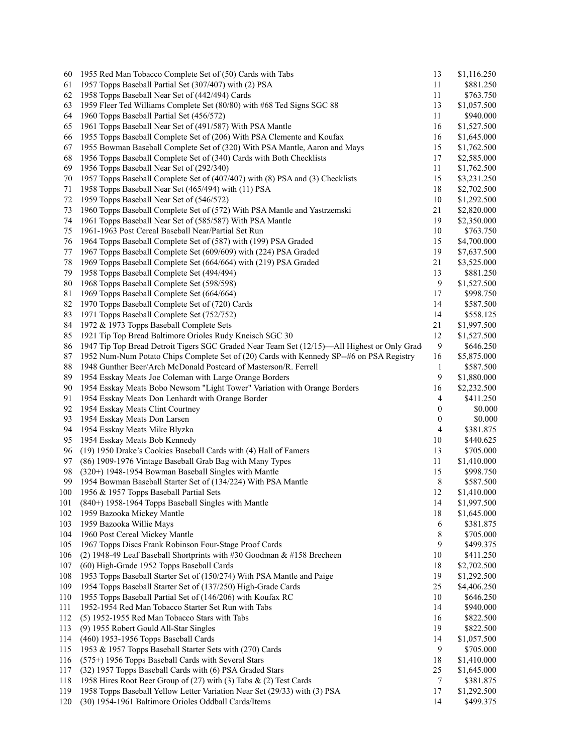| | | | |
|---|---|---|---|
| 60 | 1955 Red Man Tobacco Complete Set of (50) Cards with Tabs | 13 | $1,116.250 |
| 61 | 1957 Topps Baseball Partial Set (307/407) with (2) PSA | 11 | $881.250 |
| 62 | 1958 Topps Baseball Near Set of (442/494) Cards | 11 | $763.750 |
| 63 | 1959 Fleer Ted Williams Complete Set (80/80) with #68 Ted Signs SGC 88 | 13 | $1,057.500 |
| 64 | 1960 Topps Baseball Partial Set (456/572) | 11 | $940.000 |
| 65 | 1961 Topps Baseball Near Set of (491/587) With PSA Mantle | 16 | $1,527.500 |
| 66 | 1955 Topps Baseball Complete Set of (206) With PSA Clemente and Koufax | 16 | $1,645.000 |
| 67 | 1955 Bowman Baseball Complete Set of (320) With PSA Mantle, Aaron and Mays | 15 | $1,762.500 |
| 68 | 1956 Topps Baseball Complete Set of (340) Cards with Both Checklists | 17 | $2,585.000 |
| 69 | 1956 Topps Baseball Near Set of (292/340) | 11 | $1,762.500 |
| 70 | 1957 Topps Baseball Complete Set of (407/407) with (8) PSA and (3) Checklists | 15 | $3,231.250 |
| 71 | 1958 Topps Baseball Near Set (465/494) with (11) PSA | 18 | $2,702.500 |
| 72 | 1959 Topps Baseball Near Set of (546/572) | 10 | $1,292.500 |
| 73 | 1960 Topps Baseball Complete Set of (572) With PSA Mantle and Yastrzemski | 21 | $2,820.000 |
| 74 | 1961 Topps Baseball Near Set of (585/587) With PSA Mantle | 19 | $2,350.000 |
| 75 | 1961-1963 Post Cereal Baseball Near/Partial Set Run | 10 | $763.750 |
| 76 | 1964 Topps Baseball Complete Set of (587) with (199) PSA Graded | 15 | $4,700.000 |
| 77 | 1967 Topps Baseball Complete Set (609/609) with (224) PSA Graded | 19 | $7,637.500 |
| 78 | 1969 Topps Baseball Complete Set (664/664) with (219) PSA Graded | 21 | $3,525.000 |
| 79 | 1958 Topps Baseball Complete Set (494/494) | 13 | $881.250 |
| 80 | 1968 Topps Baseball Complete Set (598/598) | 9 | $1,527.500 |
| 81 | 1969 Topps Baseball Complete Set (664/664) | 17 | $998.750 |
| 82 | 1970 Topps Baseball Complete Set of (720) Cards | 14 | $587.500 |
| 83 | 1971 Topps Baseball Complete Set (752/752) | 14 | $558.125 |
| 84 | 1972 & 1973 Topps Baseball Complete Sets | 21 | $1,997.500 |
| 85 | 1921 Tip Top Bread Baltimore Orioles Rudy Kneisch SGC 30 | 12 | $1,527.500 |
| 86 | 1947 Tip Top Bread Detroit Tigers SGC Graded Near Team Set (12/15)—All Highest or Only Grad | 9 | $646.250 |
| 87 | 1952 Num-Num Potato Chips Complete Set of (20) Cards with Kennedy SP--#6 on PSA Registry | 16 | $5,875.000 |
| 88 | 1948 Gunther Beer/Arch McDonald Postcard of Masterson/R. Ferrell | 1 | $587.500 |
| 89 | 1954 Esskay Meats Joe Coleman with Large Orange Borders | 9 | $1,880.000 |
| 90 | 1954 Esskay Meats Bobo Newsom "Light Tower" Variation with Orange Borders | 16 | $2,232.500 |
| 91 | 1954 Esskay Meats Don Lenhardt with Orange Border | 4 | $411.250 |
| 92 | 1954 Esskay Meats Clint Courtney | 0 | $0.000 |
| 93 | 1954 Esskay Meats Don Larsen | 0 | $0.000 |
| 94 | 1954 Esskay Meats Mike Blyzka | 4 | $381.875 |
| 95 | 1954 Esskay Meats Bob Kennedy | 10 | $440.625 |
| 96 | (19) 1950 Drake's Cookies Baseball Cards with (4) Hall of Famers | 13 | $705.000 |
| 97 | (86) 1909-1976 Vintage Baseball Grab Bag with Many Types | 11 | $1,410.000 |
| 98 | (320+) 1948-1954 Bowman Baseball Singles with Mantle | 15 | $998.750 |
| 99 | 1954 Bowman Baseball Starter Set of (134/224) With PSA Mantle | 8 | $587.500 |
| 100 | 1956 & 1957 Topps Baseball Partial Sets | 12 | $1,410.000 |
| 101 | (840+) 1958-1964 Topps Baseball Singles with Mantle | 14 | $1,997.500 |
| 102 | 1959 Bazooka Mickey Mantle | 18 | $1,645.000 |
| 103 | 1959 Bazooka Willie Mays | 6 | $381.875 |
| 104 | 1960 Post Cereal Mickey Mantle | 8 | $705.000 |
| 105 | 1967 Topps Discs Frank Robinson Four-Stage Proof Cards | 9 | $499.375 |
| 106 | (2) 1948-49 Leaf Baseball Shortprints with #30 Goodman & #158 Brecheen | 10 | $411.250 |
| 107 | (60) High-Grade 1952 Topps Baseball Cards | 18 | $2,702.500 |
| 108 | 1953 Topps Baseball Starter Set of (150/274) With PSA Mantle and Paige | 19 | $1,292.500 |
| 109 | 1954 Topps Baseball Starter Set of (137/250) High-Grade Cards | 25 | $4,406.250 |
| 110 | 1955 Topps Baseball Partial Set of (146/206) with Koufax RC | 10 | $646.250 |
| 111 | 1952-1954 Red Man Tobacco Starter Set Run with Tabs | 14 | $940.000 |
| 112 | (5) 1952-1955 Red Man Tobacco Stars with Tabs | 16 | $822.500 |
| 113 | (9) 1955 Robert Gould All-Star Singles | 19 | $822.500 |
| 114 | (460) 1953-1956 Topps Baseball Cards | 14 | $1,057.500 |
| 115 | 1953 & 1957 Topps Baseball Starter Sets with (270) Cards | 9 | $705.000 |
| 116 | (575+) 1956 Topps Baseball Cards with Several Stars | 18 | $1,410.000 |
| 117 | (32) 1957 Topps Baseball Cards with (6) PSA Graded Stars | 25 | $1,645.000 |
| 118 | 1958 Hires Root Beer Group of (27) with (3) Tabs & (2) Test Cards | 7 | $381.875 |
| 119 | 1958 Topps Baseball Yellow Letter Variation Near Set (29/33) with (3) PSA | 17 | $1,292.500 |
| 120 | (30) 1954-1961 Baltimore Orioles Oddball Cards/Items | 14 | $499.375 |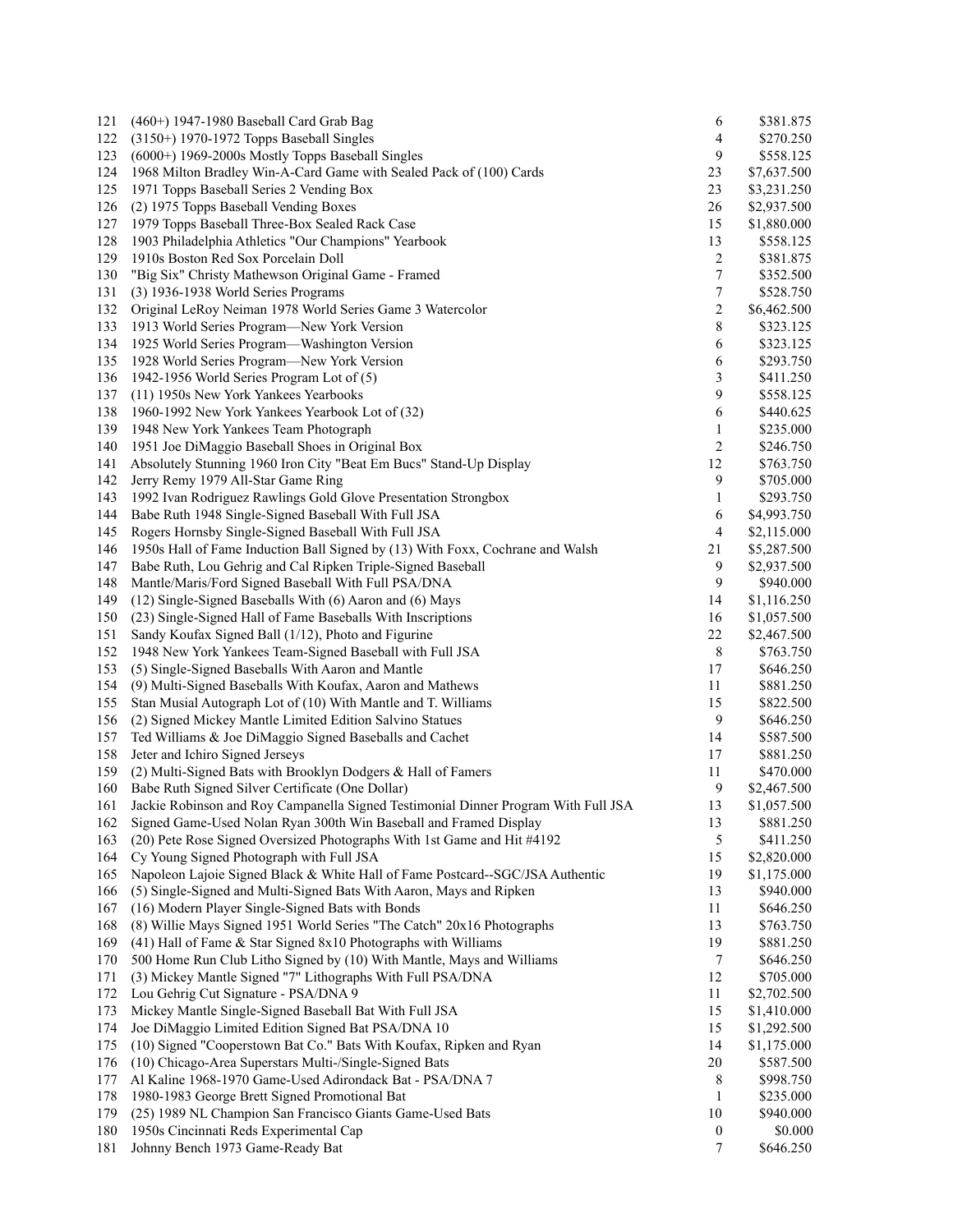| | | | |
|---|---|---|---|
| 121 | (460+) 1947-1980 Baseball Card Grab Bag | 6 | $381.875 |
| 122 | (3150+) 1970-1972 Topps Baseball Singles | 4 | $270.250 |
| 123 | (6000+) 1969-2000s Mostly Topps Baseball Singles | 9 | $558.125 |
| 124 | 1968 Milton Bradley Win-A-Card Game with Sealed Pack of (100) Cards | 23 | $7,637.500 |
| 125 | 1971 Topps Baseball Series 2 Vending Box | 23 | $3,231.250 |
| 126 | (2) 1975 Topps Baseball Vending Boxes | 26 | $2,937.500 |
| 127 | 1979 Topps Baseball Three-Box Sealed Rack Case | 15 | $1,880.000 |
| 128 | 1903 Philadelphia Athletics "Our Champions" Yearbook | 13 | $558.125 |
| 129 | 1910s Boston Red Sox Porcelain Doll | 2 | $381.875 |
| 130 | "Big Six" Christy Mathewson Original Game - Framed | 7 | $352.500 |
| 131 | (3) 1936-1938 World Series Programs | 7 | $528.750 |
| 132 | Original LeRoy Neiman 1978 World Series Game 3 Watercolor | 2 | $6,462.500 |
| 133 | 1913 World Series Program—New York Version | 8 | $323.125 |
| 134 | 1925 World Series Program—Washington Version | 6 | $323.125 |
| 135 | 1928 World Series Program—New York Version | 6 | $293.750 |
| 136 | 1942-1956 World Series Program Lot of (5) | 3 | $411.250 |
| 137 | (11) 1950s New York Yankees Yearbooks | 9 | $558.125 |
| 138 | 1960-1992 New York Yankees Yearbook Lot of (32) | 6 | $440.625 |
| 139 | 1948 New York Yankees Team Photograph | 1 | $235.000 |
| 140 | 1951 Joe DiMaggio Baseball Shoes in Original Box | 2 | $246.750 |
| 141 | Absolutely Stunning 1960 Iron City "Beat Em Bucs" Stand-Up Display | 12 | $763.750 |
| 142 | Jerry Remy 1979 All-Star Game Ring | 9 | $705.000 |
| 143 | 1992 Ivan Rodriguez Rawlings Gold Glove Presentation Strongbox | 1 | $293.750 |
| 144 | Babe Ruth 1948 Single-Signed Baseball With Full JSA | 6 | $4,993.750 |
| 145 | Rogers Hornsby Single-Signed Baseball With Full JSA | 4 | $2,115.000 |
| 146 | 1950s Hall of Fame Induction Ball Signed by (13) With Foxx, Cochrane and Walsh | 21 | $5,287.500 |
| 147 | Babe Ruth, Lou Gehrig and Cal Ripken Triple-Signed Baseball | 9 | $2,937.500 |
| 148 | Mantle/Maris/Ford Signed Baseball With Full PSA/DNA | 9 | $940.000 |
| 149 | (12) Single-Signed Baseballs With (6) Aaron and (6) Mays | 14 | $1,116.250 |
| 150 | (23) Single-Signed Hall of Fame Baseballs With Inscriptions | 16 | $1,057.500 |
| 151 | Sandy Koufax Signed Ball (1/12), Photo and Figurine | 22 | $2,467.500 |
| 152 | 1948 New York Yankees Team-Signed Baseball with Full JSA | 8 | $763.750 |
| 153 | (5) Single-Signed Baseballs With Aaron and Mantle | 17 | $646.250 |
| 154 | (9) Multi-Signed Baseballs With Koufax, Aaron and Mathews | 11 | $881.250 |
| 155 | Stan Musial Autograph Lot of (10) With Mantle and T. Williams | 15 | $822.500 |
| 156 | (2) Signed Mickey Mantle Limited Edition Salvino Statues | 9 | $646.250 |
| 157 | Ted Williams & Joe DiMaggio Signed Baseballs and Cachet | 14 | $587.500 |
| 158 | Jeter and Ichiro Signed Jerseys | 17 | $881.250 |
| 159 | (2) Multi-Signed Bats with Brooklyn Dodgers & Hall of Famers | 11 | $470.000 |
| 160 | Babe Ruth Signed Silver Certificate (One Dollar) | 9 | $2,467.500 |
| 161 | Jackie Robinson and Roy Campanella Signed Testimonial Dinner Program With Full JSA | 13 | $1,057.500 |
| 162 | Signed Game-Used Nolan Ryan 300th Win Baseball and Framed Display | 13 | $881.250 |
| 163 | (20) Pete Rose Signed Oversized Photographs With 1st Game and Hit #4192 | 5 | $411.250 |
| 164 | Cy Young Signed Photograph with Full JSA | 15 | $2,820.000 |
| 165 | Napoleon Lajoie Signed Black & White Hall of Fame Postcard--SGC/JSA Authentic | 19 | $1,175.000 |
| 166 | (5) Single-Signed and Multi-Signed Bats With Aaron, Mays and Ripken | 13 | $940.000 |
| 167 | (16) Modern Player Single-Signed Bats with Bonds | 11 | $646.250 |
| 168 | (8) Willie Mays Signed 1951 World Series "The Catch" 20x16 Photographs | 13 | $763.750 |
| 169 | (41) Hall of Fame & Star Signed 8x10 Photographs with Williams | 19 | $881.250 |
| 170 | 500 Home Run Club Litho Signed by (10) With Mantle, Mays and Williams | 7 | $646.250 |
| 171 | (3) Mickey Mantle Signed "7" Lithographs With Full PSA/DNA | 12 | $705.000 |
| 172 | Lou Gehrig Cut Signature - PSA/DNA 9 | 11 | $2,702.500 |
| 173 | Mickey Mantle Single-Signed Baseball Bat With Full JSA | 15 | $1,410.000 |
| 174 | Joe DiMaggio Limited Edition Signed Bat PSA/DNA 10 | 15 | $1,292.500 |
| 175 | (10) Signed "Cooperstown Bat Co." Bats With Koufax, Ripken and Ryan | 14 | $1,175.000 |
| 176 | (10) Chicago-Area Superstars Multi-/Single-Signed Bats | 20 | $587.500 |
| 177 | Al Kaline 1968-1970 Game-Used Adirondack Bat - PSA/DNA 7 | 8 | $998.750 |
| 178 | 1980-1983 George Brett Signed Promotional Bat | 1 | $235.000 |
| 179 | (25) 1989 NL Champion San Francisco Giants Game-Used Bats | 10 | $940.000 |
| 180 | 1950s Cincinnati Reds Experimental Cap | 0 | $0.000 |
| 181 | Johnny Bench 1973 Game-Ready Bat | 7 | $646.250 |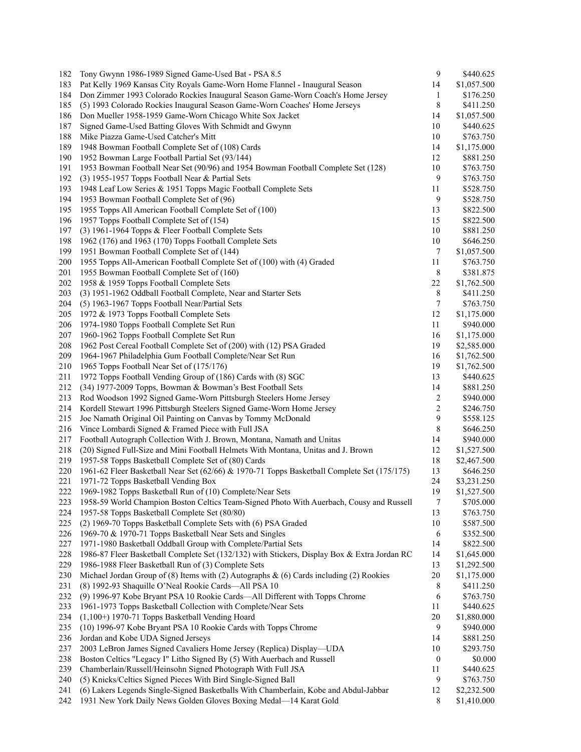| | | | |
|---|---|---|---|
| 182 | Tony Gwynn 1986-1989 Signed Game-Used Bat - PSA 8.5 | 9 | \$440.625 |
| 183 | Pat Kelly 1969 Kansas City Royals Game-Worn Home Flannel - Inaugural Season | 14 | \$1,057.500 |
| 184 | Don Zimmer 1993 Colorado Rockies Inaugural Season Game-Worn Coach's Home Jersey | 1 | \$176.250 |
| 185 | (5) 1993 Colorado Rockies Inaugural Season Game-Worn Coaches' Home Jerseys | 8 | \$411.250 |
| 186 | Don Mueller 1958-1959 Game-Worn Chicago White Sox Jacket | 14 | \$1,057.500 |
| 187 | Signed Game-Used Batting Gloves With Schmidt and Gwynn | 10 | \$440.625 |
| 188 | Mike Piazza Game-Used Catcher's Mitt | 10 | \$763.750 |
| 189 | 1948 Bowman Football Complete Set of (108) Cards | 14 | \$1,175.000 |
| 190 | 1952 Bowman Large Football Partial Set (93/144) | 12 | \$881.250 |
| 191 | 1953 Bowman Football Near Set (90/96) and 1954 Bowman Football Complete Set (128) | 10 | \$763.750 |
| 192 | (3) 1955-1957 Topps Football Near & Partial Sets | 9 | \$763.750 |
| 193 | 1948 Leaf Low Series & 1951 Topps Magic Football Complete Sets | 11 | \$528.750 |
| 194 | 1953 Bowman Football Complete Set of (96) | 9 | \$528.750 |
| 195 | 1955 Topps All American Football Complete Set of (100) | 13 | \$822.500 |
| 196 | 1957 Topps Football Complete Set of (154) | 15 | \$822.500 |
| 197 | (3) 1961-1964 Topps & Fleer Football Complete Sets | 10 | \$881.250 |
| 198 | 1962 (176) and 1963 (170) Topps Football Complete Sets | 10 | \$646.250 |
| 199 | 1951 Bowman Football Complete Set of (144) | 7 | \$1,057.500 |
| 200 | 1955 Topps All-American Football Complete Set of (100) with (4) Graded | 11 | \$763.750 |
| 201 | 1955 Bowman Football Complete Set of (160) | 8 | \$381.875 |
| 202 | 1958 & 1959 Topps Football Complete Sets | 22 | \$1,762.500 |
| 203 | (3) 1951-1962 Oddball Football Complete, Near and Starter Sets | 8 | \$411.250 |
| 204 | (5) 1963-1967 Topps Football Near/Partial Sets | 7 | \$763.750 |
| 205 | 1972 & 1973 Topps Football Complete Sets | 12 | \$1,175.000 |
| 206 | 1974-1980 Topps Football Complete Set Run | 11 | \$940.000 |
| 207 | 1960-1962 Topps Football Complete Set Run | 16 | \$1,175.000 |
| 208 | 1962 Post Cereal Football Complete Set of (200) with (12) PSA Graded | 19 | \$2,585.000 |
| 209 | 1964-1967 Philadelphia Gum Football Complete/Near Set Run | 16 | \$1,762.500 |
| 210 | 1965 Topps Football Near Set of (175/176) | 19 | \$1,762.500 |
| 211 | 1972 Topps Football Vending Group of (186) Cards with (8) SGC | 13 | \$440.625 |
| 212 | (34) 1977-2009 Topps, Bowman & Bowman's Best Football Sets | 14 | \$881.250 |
| 213 | Rod Woodson 1992 Signed Game-Worn Pittsburgh Steelers Home Jersey | 2 | \$940.000 |
| 214 | Kordell Stewart 1996 Pittsburgh Steelers Signed Game-Worn Home Jersey | 2 | \$246.750 |
| 215 | Joe Namath Original Oil Painting on Canvas by Tommy McDonald | 9 | \$558.125 |
| 216 | Vince Lombardi Signed & Framed Piece with Full JSA | 8 | \$646.250 |
| 217 | Football Autograph Collection With J. Brown, Montana, Namath and Unitas | 14 | \$940.000 |
| 218 | (20) Signed Full-Size and Mini Football Helmets With Montana, Unitas and J. Brown | 12 | \$1,527.500 |
| 219 | 1957-58 Topps Basketball Complete Set of (80) Cards | 18 | \$2,467.500 |
| 220 | 1961-62 Fleer Basketball Near Set (62/66) & 1970-71 Topps Basketball Complete Set (175/175) | 13 | \$646.250 |
| 221 | 1971-72 Topps Basketball Vending Box | 24 | \$3,231.250 |
| 222 | 1969-1982 Topps Basketball Run of (10) Complete/Near Sets | 19 | \$1,527.500 |
| 223 | 1958-59 World Champion Boston Celtics Team-Signed Photo With Auerbach, Cousy and Russell | 7 | \$705.000 |
| 224 | 1957-58 Topps Basketball Complete Set (80/80) | 13 | \$763.750 |
| 225 | (2) 1969-70 Topps Basketball Complete Sets with (6) PSA Graded | 10 | \$587.500 |
| 226 | 1969-70 & 1970-71 Topps Basketball Near Sets and Singles | 6 | \$352.500 |
| 227 | 1971-1980 Basketball Oddball Group with Complete/Partial Sets | 14 | \$822.500 |
| 228 | 1986-87 Fleer Basketball Complete Set (132/132) with Stickers, Display Box & Extra Jordan RC | 14 | \$1,645.000 |
| 229 | 1986-1988 Fleer Basketball Run of (3) Complete Sets | 13 | \$1,292.500 |
| 230 | Michael Jordan Group of (8) Items with (2) Autographs & (6) Cards including (2) Rookies | 20 | \$1,175.000 |
| 231 | (8) 1992-93 Shaquille O'Neal Rookie Cards—All PSA 10 | 8 | \$411.250 |
| 232 | (9) 1996-97 Kobe Bryant PSA 10 Rookie Cards—All Different with Topps Chrome | 6 | \$763.750 |
| 233 | 1961-1973 Topps Basketball Collection with Complete/Near Sets | 11 | \$440.625 |
| 234 | (1,100+) 1970-71 Topps Basketball Vending Hoard | 20 | \$1,880.000 |
| 235 | (10) 1996-97 Kobe Bryant PSA 10 Rookie Cards with Topps Chrome | 9 | \$940.000 |
| 236 | Jordan and Kobe UDA Signed Jerseys | 14 | \$881.250 |
| 237 | 2003 LeBron James Signed Cavaliers Home Jersey (Replica) Display—UDA | 10 | \$293.750 |
| 238 | Boston Celtics "Legacy I" Litho Signed By (5) With Auerbach and Russell | 0 | \$0.000 |
| 239 | Chamberlain/Russell/Heinsohn Signed Photograph With Full JSA | 11 | \$440.625 |
| 240 | (5) Knicks/Celtics Signed Pieces With Bird Single-Signed Ball | 9 | \$763.750 |
| 241 | (6) Lakers Legends Single-Signed Basketballs With Chamberlain, Kobe and Abdul-Jabbar | 12 | \$2,232.500 |
| 242 | 1931 New York Daily News Golden Gloves Boxing Medal—14 Karat Gold | 8 | \$1,410.000 |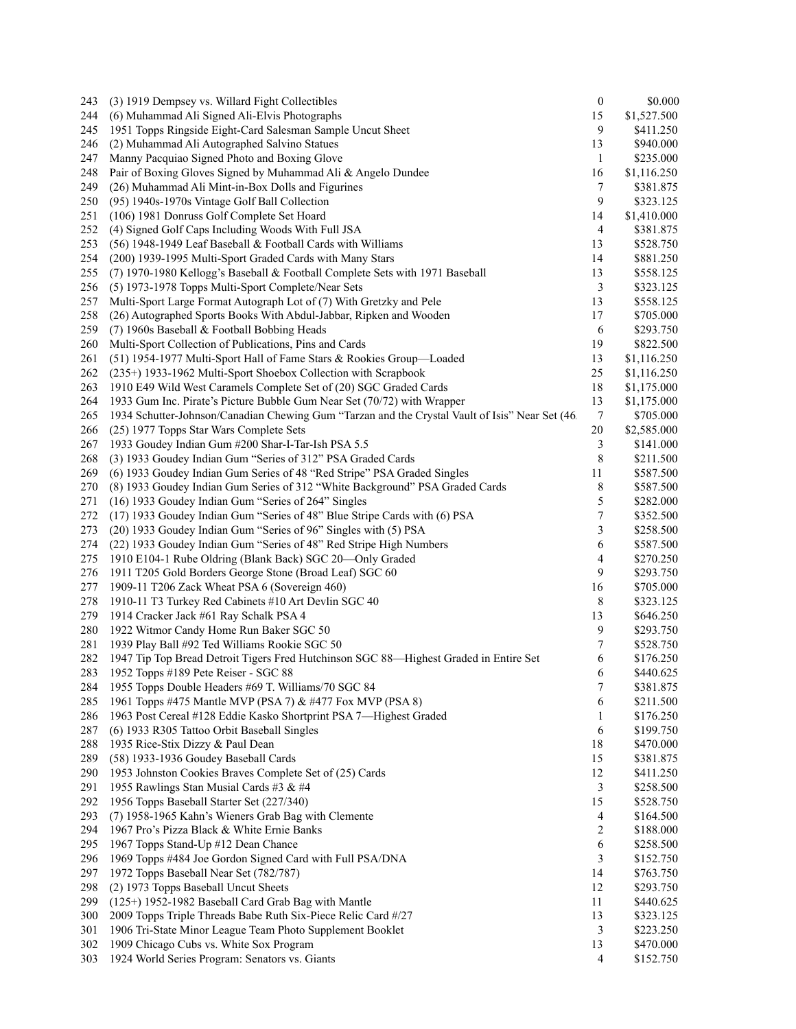| | | | |
|---|---|---|---|
| 243 | (3) 1919 Dempsey vs. Willard Fight Collectibles | 0 | $0.000 |
| 244 | (6) Muhammad Ali Signed Ali-Elvis Photographs | 15 | $1,527.500 |
| 245 | 1951 Topps Ringside Eight-Card Salesman Sample Uncut Sheet | 9 | $411.250 |
| 246 | (2) Muhammad Ali Autographed Salvino Statues | 13 | $940.000 |
| 247 | Manny Pacquiao Signed Photo and Boxing Glove | 1 | $235.000 |
| 248 | Pair of Boxing Gloves Signed by Muhammad Ali & Angelo Dundee | 16 | $1,116.250 |
| 249 | (26) Muhammad Ali Mint-in-Box Dolls and Figurines | 7 | $381.875 |
| 250 | (95) 1940s-1970s Vintage Golf Ball Collection | 9 | $323.125 |
| 251 | (106) 1981 Donruss Golf Complete Set Hoard | 14 | $1,410.000 |
| 252 | (4) Signed Golf Caps Including Woods With Full JSA | 4 | $381.875 |
| 253 | (56) 1948-1949 Leaf Baseball & Football Cards with Williams | 13 | $528.750 |
| 254 | (200) 1939-1995 Multi-Sport Graded Cards with Many Stars | 14 | $881.250 |
| 255 | (7) 1970-1980 Kellogg's Baseball & Football Complete Sets with 1971 Baseball | 13 | $558.125 |
| 256 | (5) 1973-1978 Topps Multi-Sport Complete/Near Sets | 3 | $323.125 |
| 257 | Multi-Sport Large Format Autograph Lot of (7) With Gretzky and Pele | 13 | $558.125 |
| 258 | (26) Autographed Sports Books With Abdul-Jabbar, Ripken and Wooden | 17 | $705.000 |
| 259 | (7) 1960s Baseball & Football Bobbing Heads | 6 | $293.750 |
| 260 | Multi-Sport Collection of Publications, Pins and Cards | 19 | $822.500 |
| 261 | (51) 1954-1977 Multi-Sport Hall of Fame Stars & Rookies Group—Loaded | 13 | $1,116.250 |
| 262 | (235+) 1933-1962 Multi-Sport Shoebox Collection with Scrapbook | 25 | $1,116.250 |
| 263 | 1910 E49 Wild West Caramels Complete Set of (20) SGC Graded Cards | 18 | $1,175.000 |
| 264 | 1933 Gum Inc. Pirate's Picture Bubble Gum Near Set (70/72) with Wrapper | 13 | $1,175.000 |
| 265 | 1934 Schutter-Johnson/Canadian Chewing Gum "Tarzan and the Crystal Vault of Isis" Near Set (46 | 7 | $705.000 |
| 266 | (25) 1977 Topps Star Wars Complete Sets | 20 | $2,585.000 |
| 267 | 1933 Goudey Indian Gum #200 Shar-I-Tar-Ish PSA 5.5 | 3 | $141.000 |
| 268 | (3) 1933 Goudey Indian Gum "Series of 312" PSA Graded Cards | 8 | $211.500 |
| 269 | (6) 1933 Goudey Indian Gum Series of 48 "Red Stripe" PSA Graded Singles | 11 | $587.500 |
| 270 | (8) 1933 Goudey Indian Gum Series of 312 "White Background" PSA Graded Cards | 8 | $587.500 |
| 271 | (16) 1933 Goudey Indian Gum "Series of 264" Singles | 5 | $282.000 |
| 272 | (17) 1933 Goudey Indian Gum "Series of 48" Blue Stripe Cards with (6) PSA | 7 | $352.500 |
| 273 | (20) 1933 Goudey Indian Gum "Series of 96" Singles with (5) PSA | 3 | $258.500 |
| 274 | (22) 1933 Goudey Indian Gum "Series of 48" Red Stripe High Numbers | 6 | $587.500 |
| 275 | 1910 E104-1 Rube Oldring (Blank Back) SGC 20—Only Graded | 4 | $270.250 |
| 276 | 1911 T205 Gold Borders George Stone (Broad Leaf) SGC 60 | 9 | $293.750 |
| 277 | 1909-11 T206 Zack Wheat PSA 6 (Sovereign 460) | 16 | $705.000 |
| 278 | 1910-11 T3 Turkey Red Cabinets #10 Art Devlin SGC 40 | 8 | $323.125 |
| 279 | 1914 Cracker Jack #61 Ray Schalk PSA 4 | 13 | $646.250 |
| 280 | 1922 Witmor Candy Home Run Baker SGC 50 | 9 | $293.750 |
| 281 | 1939 Play Ball #92 Ted Williams Rookie SGC 50 | 7 | $528.750 |
| 282 | 1947 Tip Top Bread Detroit Tigers Fred Hutchinson SGC 88—Highest Graded in Entire Set | 6 | $176.250 |
| 283 | 1952 Topps #189 Pete Reiser - SGC 88 | 6 | $440.625 |
| 284 | 1955 Topps Double Headers #69 T. Williams/70 SGC 84 | 7 | $381.875 |
| 285 | 1961 Topps #475 Mantle MVP (PSA 7) & #477 Fox MVP (PSA 8) | 6 | $211.500 |
| 286 | 1963 Post Cereal #128 Eddie Kasko Shortprint PSA 7—Highest Graded | 1 | $176.250 |
| 287 | (6) 1933 R305 Tattoo Orbit Baseball Singles | 6 | $199.750 |
| 288 | 1935 Rice-Stix Dizzy & Paul Dean | 18 | $470.000 |
| 289 | (58) 1933-1936 Goudey Baseball Cards | 15 | $381.875 |
| 290 | 1953 Johnston Cookies Braves Complete Set of (25) Cards | 12 | $411.250 |
| 291 | 1955 Rawlings Stan Musial Cards #3 & #4 | 3 | $258.500 |
| 292 | 1956 Topps Baseball Starter Set (227/340) | 15 | $528.750 |
| 293 | (7) 1958-1965 Kahn's Wieners Grab Bag with Clemente | 4 | $164.500 |
| 294 | 1967 Pro's Pizza Black & White Ernie Banks | 2 | $188.000 |
| 295 | 1967 Topps Stand-Up #12 Dean Chance | 6 | $258.500 |
| 296 | 1969 Topps #484 Joe Gordon Signed Card with Full PSA/DNA | 3 | $152.750 |
| 297 | 1972 Topps Baseball Near Set (782/787) | 14 | $763.750 |
| 298 | (2) 1973 Topps Baseball Uncut Sheets | 12 | $293.750 |
| 299 | (125+) 1952-1982 Baseball Card Grab Bag with Mantle | 11 | $440.625 |
| 300 | 2009 Topps Triple Threads Babe Ruth Six-Piece Relic Card #/27 | 13 | $323.125 |
| 301 | 1906 Tri-State Minor League Team Photo Supplement Booklet | 3 | $223.250 |
| 302 | 1909 Chicago Cubs vs. White Sox Program | 13 | $470.000 |
| 303 | 1924 World Series Program: Senators vs. Giants | 4 | $152.750 |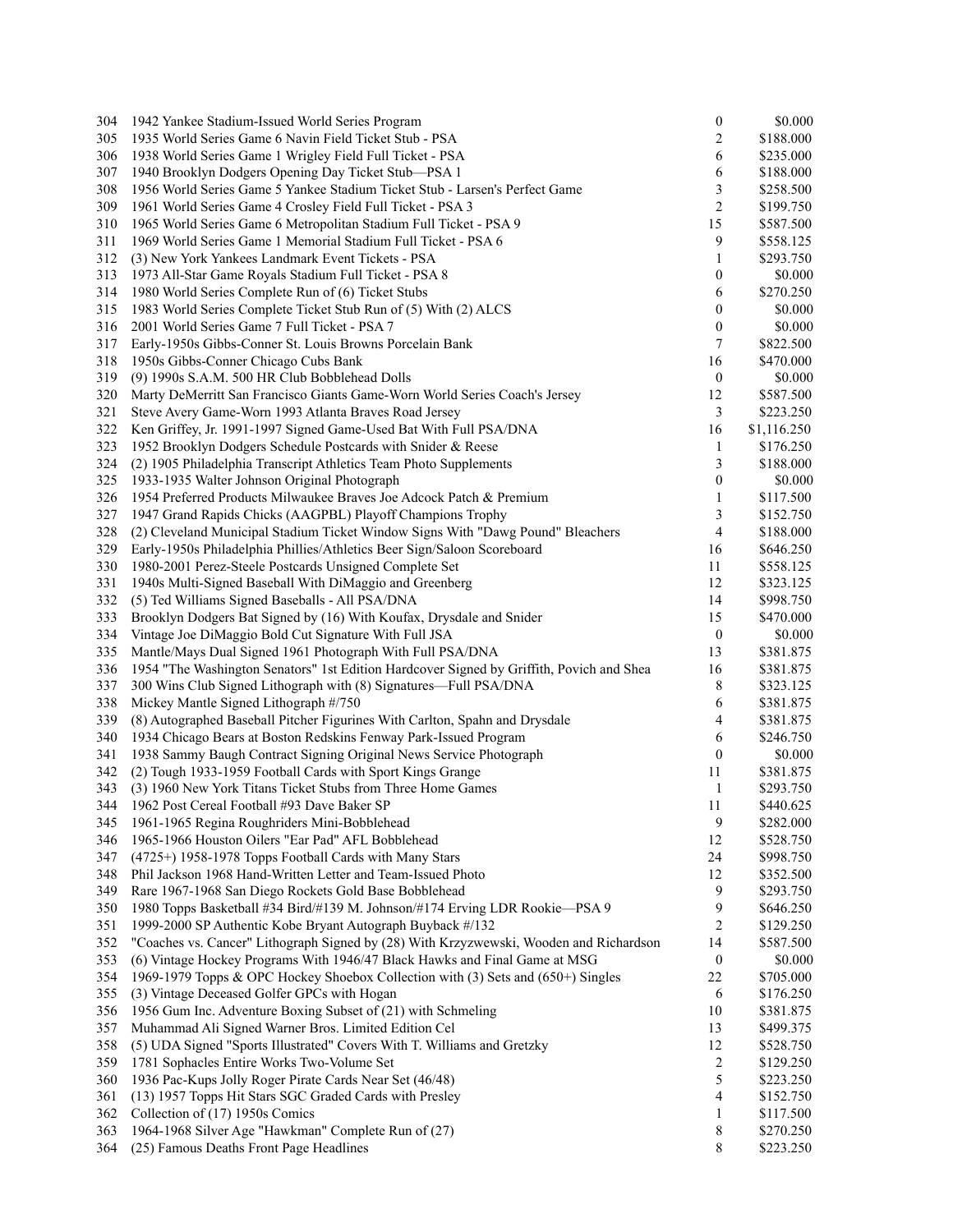| | | | |
|---|---|---|---|
| 304 | 1942 Yankee Stadium-Issued World Series Program | 0 | \$0.000 |
| 305 | 1935 World Series Game 6 Navin Field Ticket Stub - PSA | 2 | \$188.000 |
| 306 | 1938 World Series Game 1 Wrigley Field Full Ticket - PSA | 6 | \$235.000 |
| 307 | 1940 Brooklyn Dodgers Opening Day Ticket Stub—PSA 1 | 6 | \$188.000 |
| 308 | 1956 World Series Game 5 Yankee Stadium Ticket Stub - Larsen's Perfect Game | 3 | \$258.500 |
| 309 | 1961 World Series Game 4 Crosley Field Full Ticket - PSA 3 | 2 | \$199.750 |
| 310 | 1965 World Series Game 6 Metropolitan Stadium Full Ticket - PSA 9 | 15 | \$587.500 |
| 311 | 1969 World Series Game 1 Memorial Stadium Full Ticket - PSA 6 | 9 | \$558.125 |
| 312 | (3) New York Yankees Landmark Event Tickets - PSA | 1 | \$293.750 |
| 313 | 1973 All-Star Game Royals Stadium Full Ticket - PSA 8 | 0 | \$0.000 |
| 314 | 1980 World Series Complete Run of (6) Ticket Stubs | 6 | \$270.250 |
| 315 | 1983 World Series Complete Ticket Stub Run of (5) With (2) ALCS | 0 | \$0.000 |
| 316 | 2001 World Series Game 7 Full Ticket - PSA 7 | 0 | \$0.000 |
| 317 | Early-1950s Gibbs-Conner St. Louis Browns Porcelain Bank | 7 | \$822.500 |
| 318 | 1950s Gibbs-Conner Chicago Cubs Bank | 16 | \$470.000 |
| 319 | (9) 1990s S.A.M. 500 HR Club Bobblehead Dolls | 0 | \$0.000 |
| 320 | Marty DeMerritt San Francisco Giants Game-Worn World Series Coach's Jersey | 12 | \$587.500 |
| 321 | Steve Avery Game-Worn 1993 Atlanta Braves Road Jersey | 3 | \$223.250 |
| 322 | Ken Griffey, Jr. 1991-1997 Signed Game-Used Bat With Full PSA/DNA | 16 | \$1,116.250 |
| 323 | 1952 Brooklyn Dodgers Schedule Postcards with Snider & Reese | 1 | \$176.250 |
| 324 | (2) 1905 Philadelphia Transcript Athletics Team Photo Supplements | 3 | \$188.000 |
| 325 | 1933-1935 Walter Johnson Original Photograph | 0 | \$0.000 |
| 326 | 1954 Preferred Products Milwaukee Braves Joe Adcock Patch & Premium | 1 | \$117.500 |
| 327 | 1947 Grand Rapids Chicks (AAGPBL) Playoff Champions Trophy | 3 | \$152.750 |
| 328 | (2) Cleveland Municipal Stadium Ticket Window Signs With "Dawg Pound" Bleachers | 4 | \$188.000 |
| 329 | Early-1950s Philadelphia Phillies/Athletics Beer Sign/Saloon Scoreboard | 16 | \$646.250 |
| 330 | 1980-2001 Perez-Steele Postcards Unsigned Complete Set | 11 | \$558.125 |
| 331 | 1940s Multi-Signed Baseball With DiMaggio and Greenberg | 12 | \$323.125 |
| 332 | (5) Ted Williams Signed Baseballs - All PSA/DNA | 14 | \$998.750 |
| 333 | Brooklyn Dodgers Bat Signed by (16) With Koufax, Drysdale and Snider | 15 | \$470.000 |
| 334 | Vintage Joe DiMaggio Bold Cut Signature With Full JSA | 0 | \$0.000 |
| 335 | Mantle/Mays Dual Signed 1961 Photograph With Full PSA/DNA | 13 | \$381.875 |
| 336 | 1954 "The Washington Senators" 1st Edition Hardcover Signed by Griffith, Povich and Shea | 16 | \$381.875 |
| 337 | 300 Wins Club Signed Lithograph with (8) Signatures—Full PSA/DNA | 8 | \$323.125 |
| 338 | Mickey Mantle Signed Lithograph #/750 | 6 | \$381.875 |
| 339 | (8) Autographed Baseball Pitcher Figurines With Carlton, Spahn and Drysdale | 4 | \$381.875 |
| 340 | 1934 Chicago Bears at Boston Redskins Fenway Park-Issued Program | 6 | \$246.750 |
| 341 | 1938 Sammy Baugh Contract Signing Original News Service Photograph | 0 | \$0.000 |
| 342 | (2) Tough 1933-1959 Football Cards with Sport Kings Grange | 11 | \$381.875 |
| 343 | (3) 1960 New York Titans Ticket Stubs from Three Home Games | 1 | \$293.750 |
| 344 | 1962 Post Cereal Football #93 Dave Baker SP | 11 | \$440.625 |
| 345 | 1961-1965 Regina Roughriders Mini-Bobblehead | 9 | \$282.000 |
| 346 | 1965-1966 Houston Oilers "Ear Pad" AFL Bobblehead | 12 | \$528.750 |
| 347 | (4725+) 1958-1978 Topps Football Cards with Many Stars | 24 | \$998.750 |
| 348 | Phil Jackson 1968 Hand-Written Letter and Team-Issued Photo | 12 | \$352.500 |
| 349 | Rare 1967-1968 San Diego Rockets Gold Base Bobblehead | 9 | \$293.750 |
| 350 | 1980 Topps Basketball #34 Bird/#139 M. Johnson/#174 Erving LDR Rookie—PSA 9 | 9 | \$646.250 |
| 351 | 1999-2000 SP Authentic Kobe Bryant Autograph Buyback #/132 | 2 | \$129.250 |
| 352 | "Coaches vs. Cancer" Lithograph Signed by (28) With Krzyzwewski, Wooden and Richardson | 14 | \$587.500 |
| 353 | (6) Vintage Hockey Programs With 1946/47 Black Hawks and Final Game at MSG | 0 | \$0.000 |
| 354 | 1969-1979 Topps & OPC Hockey Shoebox Collection with (3) Sets and (650+) Singles | 22 | \$705.000 |
| 355 | (3) Vintage Deceased Golfer GPCs with Hogan | 6 | \$176.250 |
| 356 | 1956 Gum Inc. Adventure Boxing Subset of (21) with Schmeling | 10 | \$381.875 |
| 357 | Muhammad Ali Signed Warner Bros. Limited Edition Cel | 13 | \$499.375 |
| 358 | (5) UDA Signed "Sports Illustrated" Covers With T. Williams and Gretzky | 12 | \$528.750 |
| 359 | 1781 Sophacles Entire Works Two-Volume Set | 2 | \$129.250 |
| 360 | 1936 Pac-Kups Jolly Roger Pirate Cards Near Set (46/48) | 5 | \$223.250 |
| 361 | (13) 1957 Topps Hit Stars SGC Graded Cards with Presley | 4 | \$152.750 |
| 362 | Collection of (17) 1950s Comics | 1 | \$117.500 |
| 363 | 1964-1968 Silver Age "Hawkman" Complete Run of (27) | 8 | \$270.250 |
| 364 | (25) Famous Deaths Front Page Headlines | 8 | \$223.250 |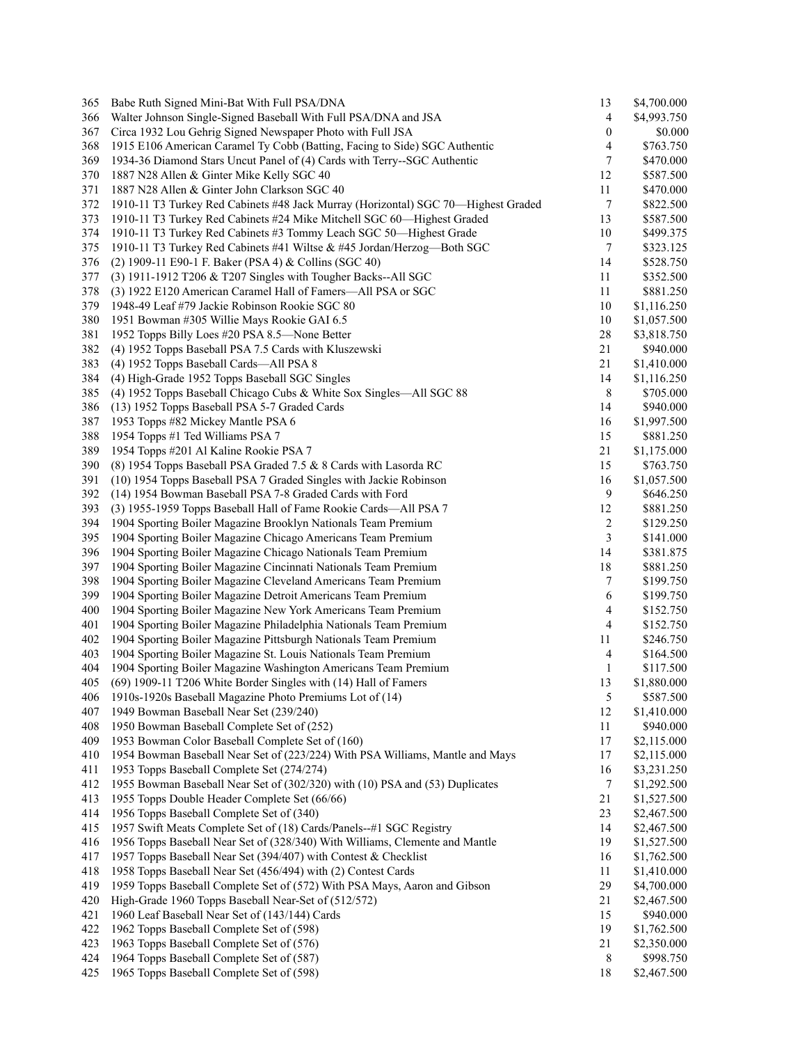| | | | |
|---|---|---|---|
| 365 | Babe Ruth Signed Mini-Bat With Full PSA/DNA | 13 | $4,700.000 |
| 366 | Walter Johnson Single-Signed Baseball With Full PSA/DNA and JSA | 4 | $4,993.750 |
| 367 | Circa 1932 Lou Gehrig Signed Newspaper Photo with Full JSA | 0 | $0.000 |
| 368 | 1915 E106 American Caramel Ty Cobb (Batting, Facing to Side) SGC Authentic | 4 | $763.750 |
| 369 | 1934-36 Diamond Stars Uncut Panel of (4) Cards with Terry--SGC Authentic | 7 | $470.000 |
| 370 | 1887 N28 Allen & Ginter Mike Kelly SGC 40 | 12 | $587.500 |
| 371 | 1887 N28 Allen & Ginter John Clarkson SGC 40 | 11 | $470.000 |
| 372 | 1910-11 T3 Turkey Red Cabinets #48 Jack Murray (Horizontal) SGC 70—Highest Graded | 7 | $822.500 |
| 373 | 1910-11 T3 Turkey Red Cabinets #24 Mike Mitchell SGC 60—Highest Graded | 13 | $587.500 |
| 374 | 1910-11 T3 Turkey Red Cabinets #3 Tommy Leach SGC 50—Highest Grade | 10 | $499.375 |
| 375 | 1910-11 T3 Turkey Red Cabinets #41 Wiltse & #45 Jordan/Herzog—Both SGC | 7 | $323.125 |
| 376 | (2) 1909-11 E90-1 F. Baker (PSA 4) & Collins (SGC 40) | 14 | $528.750 |
| 377 | (3) 1911-1912 T206 & T207 Singles with Tougher Backs--All SGC | 11 | $352.500 |
| 378 | (3) 1922 E120 American Caramel Hall of Famers—All PSA or SGC | 11 | $881.250 |
| 379 | 1948-49 Leaf #79 Jackie Robinson Rookie SGC 80 | 10 | $1,116.250 |
| 380 | 1951 Bowman #305 Willie Mays Rookie GAI 6.5 | 10 | $1,057.500 |
| 381 | 1952 Topps Billy Loes #20 PSA 8.5—None Better | 28 | $3,818.750 |
| 382 | (4) 1952 Topps Baseball PSA 7.5 Cards with Kluszewski | 21 | $940.000 |
| 383 | (4) 1952 Topps Baseball Cards—All PSA 8 | 21 | $1,410.000 |
| 384 | (4) High-Grade 1952 Topps Baseball SGC Singles | 14 | $1,116.250 |
| 385 | (4) 1952 Topps Baseball Chicago Cubs & White Sox Singles—All SGC 88 | 8 | $705.000 |
| 386 | (13) 1952 Topps Baseball PSA 5-7 Graded Cards | 14 | $940.000 |
| 387 | 1953 Topps #82 Mickey Mantle PSA 6 | 16 | $1,997.500 |
| 388 | 1954 Topps #1 Ted Williams PSA 7 | 15 | $881.250 |
| 389 | 1954 Topps #201 Al Kaline Rookie PSA 7 | 21 | $1,175.000 |
| 390 | (8) 1954 Topps Baseball PSA Graded 7.5 & 8 Cards with Lasorda RC | 15 | $763.750 |
| 391 | (10) 1954 Topps Baseball PSA 7 Graded Singles with Jackie Robinson | 16 | $1,057.500 |
| 392 | (14) 1954 Bowman Baseball PSA 7-8 Graded Cards with Ford | 9 | $646.250 |
| 393 | (3) 1955-1959 Topps Baseball Hall of Fame Rookie Cards—All PSA 7 | 12 | $881.250 |
| 394 | 1904 Sporting Boiler Magazine Brooklyn Nationals Team Premium | 2 | $129.250 |
| 395 | 1904 Sporting Boiler Magazine Chicago Americans Team Premium | 3 | $141.000 |
| 396 | 1904 Sporting Boiler Magazine Chicago Nationals Team Premium | 14 | $381.875 |
| 397 | 1904 Sporting Boiler Magazine Cincinnati Nationals Team Premium | 18 | $881.250 |
| 398 | 1904 Sporting Boiler Magazine Cleveland Americans Team Premium | 7 | $199.750 |
| 399 | 1904 Sporting Boiler Magazine Detroit Americans Team Premium | 6 | $199.750 |
| 400 | 1904 Sporting Boiler Magazine New York Americans Team Premium | 4 | $152.750 |
| 401 | 1904 Sporting Boiler Magazine Philadelphia Nationals Team Premium | 4 | $152.750 |
| 402 | 1904 Sporting Boiler Magazine Pittsburgh Nationals Team Premium | 11 | $246.750 |
| 403 | 1904 Sporting Boiler Magazine St. Louis Nationals Team Premium | 4 | $164.500 |
| 404 | 1904 Sporting Boiler Magazine Washington Americans Team Premium | 1 | $117.500 |
| 405 | (69) 1909-11 T206 White Border Singles with (14) Hall of Famers | 13 | $1,880.000 |
| 406 | 1910s-1920s Baseball Magazine Photo Premiums Lot of (14) | 5 | $587.500 |
| 407 | 1949 Bowman Baseball Near Set (239/240) | 12 | $1,410.000 |
| 408 | 1950 Bowman Baseball Complete Set of (252) | 11 | $940.000 |
| 409 | 1953 Bowman Color Baseball Complete Set of (160) | 17 | $2,115.000 |
| 410 | 1954 Bowman Baseball Near Set of (223/224) With PSA Williams, Mantle and Mays | 17 | $2,115.000 |
| 411 | 1953 Topps Baseball Complete Set (274/274) | 16 | $3,231.250 |
| 412 | 1955 Bowman Baseball Near Set of (302/320) with (10) PSA and (53) Duplicates | 7 | $1,292.500 |
| 413 | 1955 Topps Double Header Complete Set (66/66) | 21 | $1,527.500 |
| 414 | 1956 Topps Baseball Complete Set of (340) | 23 | $2,467.500 |
| 415 | 1957 Swift Meats Complete Set of (18) Cards/Panels--#1 SGC Registry | 14 | $2,467.500 |
| 416 | 1956 Topps Baseball Near Set of (328/340) With Williams, Clemente and Mantle | 19 | $1,527.500 |
| 417 | 1957 Topps Baseball Near Set (394/407) with Contest & Checklist | 16 | $1,762.500 |
| 418 | 1958 Topps Baseball Near Set (456/494) with (2) Contest Cards | 11 | $1,410.000 |
| 419 | 1959 Topps Baseball Complete Set of (572) With PSA Mays, Aaron and Gibson | 29 | $4,700.000 |
| 420 | High-Grade 1960 Topps Baseball Near-Set of (512/572) | 21 | $2,467.500 |
| 421 | 1960 Leaf Baseball Near Set of (143/144) Cards | 15 | $940.000 |
| 422 | 1962 Topps Baseball Complete Set of (598) | 19 | $1,762.500 |
| 423 | 1963 Topps Baseball Complete Set of (576) | 21 | $2,350.000 |
| 424 | 1964 Topps Baseball Complete Set of (587) | 8 | $998.750 |
| 425 | 1965 Topps Baseball Complete Set of (598) | 18 | $2,467.500 |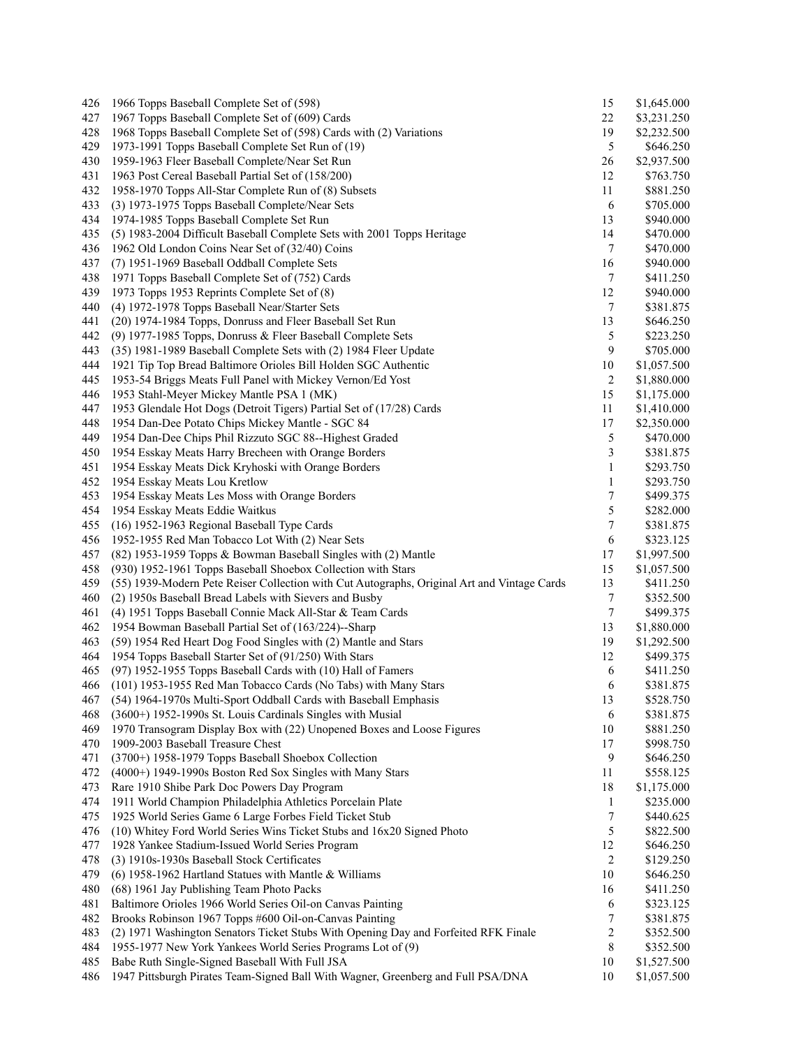| | | | |
|---|---|---|---|
| 426 | 1966 Topps Baseball Complete Set of (598) | 15 | $1,645.000 |
| 427 | 1967 Topps Baseball Complete Set of (609) Cards | 22 | $3,231.250 |
| 428 | 1968 Topps Baseball Complete Set of (598) Cards with (2) Variations | 19 | $2,232.500 |
| 429 | 1973-1991 Topps Baseball Complete Set Run of (19) | 5 | $646.250 |
| 430 | 1959-1963 Fleer Baseball Complete/Near Set Run | 26 | $2,937.500 |
| 431 | 1963 Post Cereal Baseball Partial Set of (158/200) | 12 | $763.750 |
| 432 | 1958-1970 Topps All-Star Complete Run of (8) Subsets | 11 | $881.250 |
| 433 | (3) 1973-1975 Topps Baseball Complete/Near Sets | 6 | $705.000 |
| 434 | 1974-1985 Topps Baseball Complete Set Run | 13 | $940.000 |
| 435 | (5) 1983-2004 Difficult Baseball Complete Sets with 2001 Topps Heritage | 14 | $470.000 |
| 436 | 1962 Old London Coins Near Set of (32/40) Coins | 7 | $470.000 |
| 437 | (7) 1951-1969 Baseball Oddball Complete Sets | 16 | $940.000 |
| 438 | 1971 Topps Baseball Complete Set of (752) Cards | 7 | $411.250 |
| 439 | 1973 Topps 1953 Reprints Complete Set of (8) | 12 | $940.000 |
| 440 | (4) 1972-1978 Topps Baseball Near/Starter Sets | 7 | $381.875 |
| 441 | (20) 1974-1984 Topps, Donruss and Fleer Baseball Set Run | 13 | $646.250 |
| 442 | (9) 1977-1985 Topps, Donruss & Fleer Baseball Complete Sets | 5 | $223.250 |
| 443 | (35) 1981-1989 Baseball Complete Sets with (2) 1984 Fleer Update | 9 | $705.000 |
| 444 | 1921 Tip Top Bread Baltimore Orioles Bill Holden SGC Authentic | 10 | $1,057.500 |
| 445 | 1953-54 Briggs Meats Full Panel with Mickey Vernon/Ed Yost | 2 | $1,880.000 |
| 446 | 1953 Stahl-Meyer Mickey Mantle PSA 1 (MK) | 15 | $1,175.000 |
| 447 | 1953 Glendale Hot Dogs (Detroit Tigers) Partial Set of (17/28) Cards | 11 | $1,410.000 |
| 448 | 1954 Dan-Dee Potato Chips Mickey Mantle - SGC 84 | 17 | $2,350.000 |
| 449 | 1954 Dan-Dee Chips Phil Rizzuto SGC 88--Highest Graded | 5 | $470.000 |
| 450 | 1954 Esskay Meats Harry Brecheen with Orange Borders | 3 | $381.875 |
| 451 | 1954 Esskay Meats Dick Kryhoski with Orange Borders | 1 | $293.750 |
| 452 | 1954 Esskay Meats Lou Kretlow | 1 | $293.750 |
| 453 | 1954 Esskay Meats Les Moss with Orange Borders | 7 | $499.375 |
| 454 | 1954 Esskay Meats Eddie Waitkus | 5 | $282.000 |
| 455 | (16) 1952-1963 Regional Baseball Type Cards | 7 | $381.875 |
| 456 | 1952-1955 Red Man Tobacco Lot With (2) Near Sets | 6 | $323.125 |
| 457 | (82) 1953-1959 Topps & Bowman Baseball Singles with (2) Mantle | 17 | $1,997.500 |
| 458 | (930) 1952-1961 Topps Baseball Shoebox Collection with Stars | 15 | $1,057.500 |
| 459 | (55) 1939-Modern Pete Reiser Collection with Cut Autographs, Original Art and Vintage Cards | 13 | $411.250 |
| 460 | (2) 1950s Baseball Bread Labels with Sievers and Busby | 7 | $352.500 |
| 461 | (4) 1951 Topps Baseball Connie Mack All-Star & Team Cards | 7 | $499.375 |
| 462 | 1954 Bowman Baseball Partial Set of (163/224)--Sharp | 13 | $1,880.000 |
| 463 | (59) 1954 Red Heart Dog Food Singles with (2) Mantle and Stars | 19 | $1,292.500 |
| 464 | 1954 Topps Baseball Starter Set of (91/250) With Stars | 12 | $499.375 |
| 465 | (97) 1952-1955 Topps Baseball Cards with (10) Hall of Famers | 6 | $411.250 |
| 466 | (101) 1953-1955 Red Man Tobacco Cards (No Tabs) with Many Stars | 6 | $381.875 |
| 467 | (54) 1964-1970s Multi-Sport Oddball Cards with Baseball Emphasis | 13 | $528.750 |
| 468 | (3600+) 1952-1990s St. Louis Cardinals Singles with Musial | 6 | $381.875 |
| 469 | 1970 Transogram Display Box with (22) Unopened Boxes and Loose Figures | 10 | $881.250 |
| 470 | 1909-2003 Baseball Treasure Chest | 17 | $998.750 |
| 471 | (3700+) 1958-1979 Topps Baseball Shoebox Collection | 9 | $646.250 |
| 472 | (4000+) 1949-1990s Boston Red Sox Singles with Many Stars | 11 | $558.125 |
| 473 | Rare 1910 Shibe Park Doc Powers Day Program | 18 | $1,175.000 |
| 474 | 1911 World Champion Philadelphia Athletics Porcelain Plate | 1 | $235.000 |
| 475 | 1925 World Series Game 6 Large Forbes Field Ticket Stub | 7 | $440.625 |
| 476 | (10) Whitey Ford World Series Wins Ticket Stubs and 16x20 Signed Photo | 5 | $822.500 |
| 477 | 1928 Yankee Stadium-Issued World Series Program | 12 | $646.250 |
| 478 | (3) 1910s-1930s Baseball Stock Certificates | 2 | $129.250 |
| 479 | (6) 1958-1962 Hartland Statues with Mantle & Williams | 10 | $646.250 |
| 480 | (68) 1961 Jay Publishing Team Photo Packs | 16 | $411.250 |
| 481 | Baltimore Orioles 1966 World Series Oil-on Canvas Painting | 6 | $323.125 |
| 482 | Brooks Robinson 1967 Topps #600 Oil-on-Canvas Painting | 7 | $381.875 |
| 483 | (2) 1971 Washington Senators Ticket Stubs With Opening Day and Forfeited RFK Finale | 2 | $352.500 |
| 484 | 1955-1977 New York Yankees World Series Programs Lot of (9) | 8 | $352.500 |
| 485 | Babe Ruth Single-Signed Baseball With Full JSA | 10 | $1,527.500 |
| 486 | 1947 Pittsburgh Pirates Team-Signed Ball With Wagner, Greenberg and Full PSA/DNA | 10 | $1,057.500 |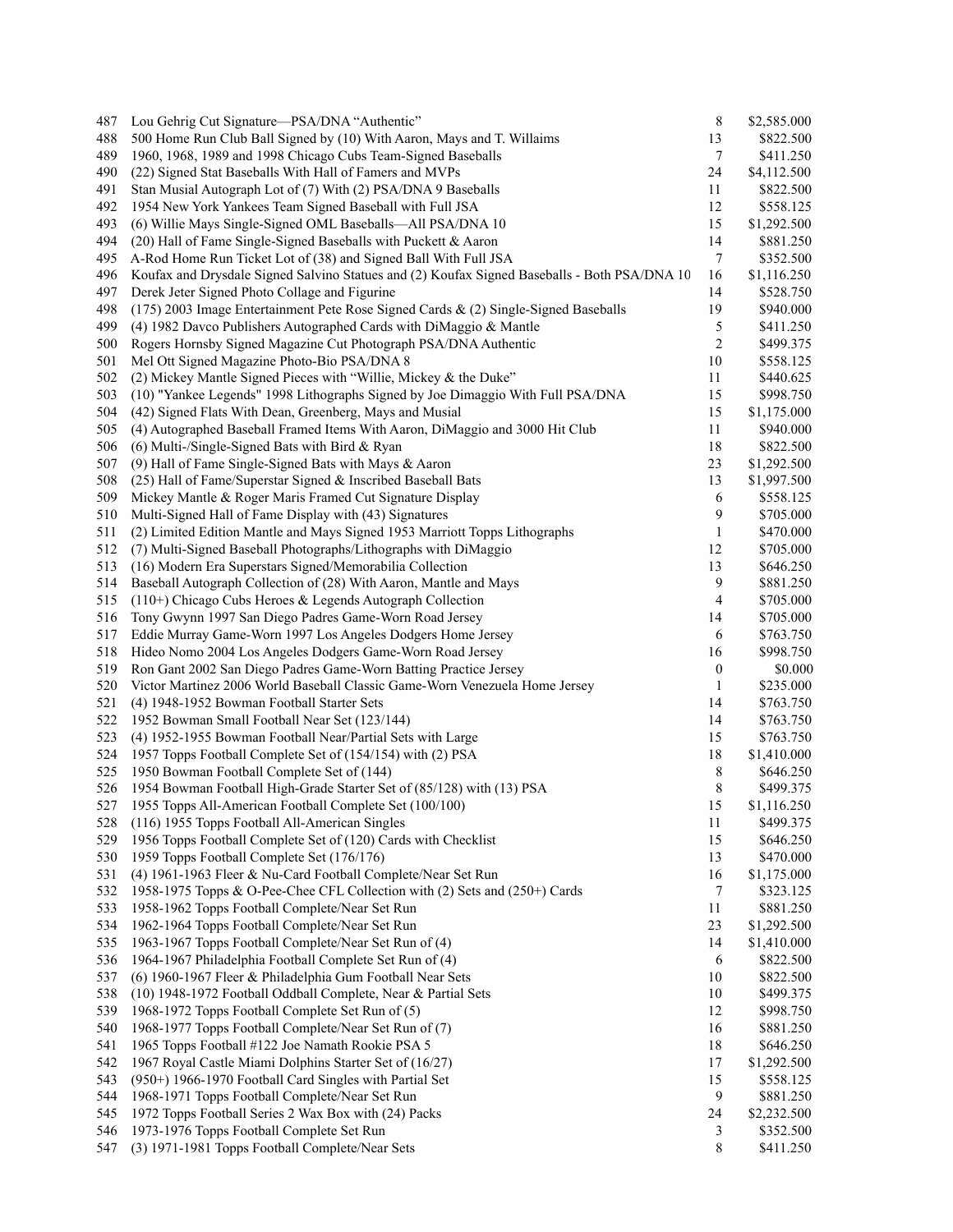| | | | |
|---|---|---|---|
| 487 | Lou Gehrig Cut Signature—PSA/DNA "Authentic" | 8 | $2,585.000 |
| 488 | 500 Home Run Club Ball Signed by (10) With Aaron, Mays and T. Willaims | 13 | $822.500 |
| 489 | 1960, 1968, 1989 and 1998 Chicago Cubs Team-Signed Baseballs | 7 | $411.250 |
| 490 | (22) Signed Stat Baseballs With Hall of Famers and MVPs | 24 | $4,112.500 |
| 491 | Stan Musial Autograph Lot of (7) With (2) PSA/DNA 9 Baseballs | 11 | $822.500 |
| 492 | 1954 New York Yankees Team Signed Baseball with Full JSA | 12 | $558.125 |
| 493 | (6) Willie Mays Single-Signed OML Baseballs—All PSA/DNA 10 | 15 | $1,292.500 |
| 494 | (20) Hall of Fame Single-Signed Baseballs with Puckett & Aaron | 14 | $881.250 |
| 495 | A-Rod Home Run Ticket Lot of (38) and Signed Ball With Full JSA | 7 | $352.500 |
| 496 | Koufax and Drysdale Signed Salvino Statues and (2) Koufax Signed Baseballs - Both PSA/DNA 10 | 16 | $1,116.250 |
| 497 | Derek Jeter Signed Photo Collage and Figurine | 14 | $528.750 |
| 498 | (175) 2003 Image Entertainment Pete Rose Signed Cards & (2) Single-Signed Baseballs | 19 | $940.000 |
| 499 | (4) 1982 Davco Publishers Autographed Cards with DiMaggio & Mantle | 5 | $411.250 |
| 500 | Rogers Hornsby Signed Magazine Cut Photograph PSA/DNA Authentic | 2 | $499.375 |
| 501 | Mel Ott Signed Magazine Photo-Bio PSA/DNA 8 | 10 | $558.125 |
| 502 | (2) Mickey Mantle Signed Pieces with "Willie, Mickey & the Duke" | 11 | $440.625 |
| 503 | (10) "Yankee Legends" 1998 Lithographs Signed by Joe Dimaggio With Full PSA/DNA | 15 | $998.750 |
| 504 | (42) Signed Flats With Dean, Greenberg, Mays and Musial | 15 | $1,175.000 |
| 505 | (4) Autographed Baseball Framed Items With Aaron, DiMaggio and 3000 Hit Club | 11 | $940.000 |
| 506 | (6) Multi-/Single-Signed Bats with Bird & Ryan | 18 | $822.500 |
| 507 | (9) Hall of Fame Single-Signed Bats with Mays & Aaron | 23 | $1,292.500 |
| 508 | (25) Hall of Fame/Superstar Signed & Inscribed Baseball Bats | 13 | $1,997.500 |
| 509 | Mickey Mantle & Roger Maris Framed Cut Signature Display | 6 | $558.125 |
| 510 | Multi-Signed Hall of Fame Display with (43) Signatures | 9 | $705.000 |
| 511 | (2) Limited Edition Mantle and Mays Signed 1953 Marriott Topps Lithographs | 1 | $470.000 |
| 512 | (7) Multi-Signed Baseball Photographs/Lithographs with DiMaggio | 12 | $705.000 |
| 513 | (16) Modern Era Superstars Signed/Memorabilia Collection | 13 | $646.250 |
| 514 | Baseball Autograph Collection of (28) With Aaron, Mantle and Mays | 9 | $881.250 |
| 515 | (110+) Chicago Cubs Heroes & Legends Autograph Collection | 4 | $705.000 |
| 516 | Tony Gwynn 1997 San Diego Padres Game-Worn Road Jersey | 14 | $705.000 |
| 517 | Eddie Murray Game-Worn 1997 Los Angeles Dodgers Home Jersey | 6 | $763.750 |
| 518 | Hideo Nomo 2004 Los Angeles Dodgers Game-Worn Road Jersey | 16 | $998.750 |
| 519 | Ron Gant 2002 San Diego Padres Game-Worn Batting Practice Jersey | 0 | $0.000 |
| 520 | Victor Martinez 2006 World Baseball Classic Game-Worn Venezuela Home Jersey | 1 | $235.000 |
| 521 | (4) 1948-1952 Bowman Football Starter Sets | 14 | $763.750 |
| 522 | 1952 Bowman Small Football Near Set (123/144) | 14 | $763.750 |
| 523 | (4) 1952-1955 Bowman Football Near/Partial Sets with Large | 15 | $763.750 |
| 524 | 1957 Topps Football Complete Set of (154/154) with (2) PSA | 18 | $1,410.000 |
| 525 | 1950 Bowman Football Complete Set of (144) | 8 | $646.250 |
| 526 | 1954 Bowman Football High-Grade Starter Set of (85/128) with (13) PSA | 8 | $499.375 |
| 527 | 1955 Topps All-American Football Complete Set (100/100) | 15 | $1,116.250 |
| 528 | (116) 1955 Topps Football All-American Singles | 11 | $499.375 |
| 529 | 1956 Topps Football Complete Set of (120) Cards with Checklist | 15 | $646.250 |
| 530 | 1959 Topps Football Complete Set (176/176) | 13 | $470.000 |
| 531 | (4) 1961-1963 Fleer & Nu-Card Football Complete/Near Set Run | 16 | $1,175.000 |
| 532 | 1958-1975 Topps & O-Pee-Chee CFL Collection with (2) Sets and (250+) Cards | 7 | $323.125 |
| 533 | 1958-1962 Topps Football Complete/Near Set Run | 11 | $881.250 |
| 534 | 1962-1964 Topps Football Complete/Near Set Run | 23 | $1,292.500 |
| 535 | 1963-1967 Topps Football Complete/Near Set Run of (4) | 14 | $1,410.000 |
| 536 | 1964-1967 Philadelphia Football Complete Set Run of (4) | 6 | $822.500 |
| 537 | (6) 1960-1967 Fleer & Philadelphia Gum Football Near Sets | 10 | $822.500 |
| 538 | (10) 1948-1972 Football Oddball Complete, Near & Partial Sets | 10 | $499.375 |
| 539 | 1968-1972 Topps Football Complete Set Run of (5) | 12 | $998.750 |
| 540 | 1968-1977 Topps Football Complete/Near Set Run of (7) | 16 | $881.250 |
| 541 | 1965 Topps Football #122 Joe Namath Rookie PSA 5 | 18 | $646.250 |
| 542 | 1967 Royal Castle Miami Dolphins Starter Set of (16/27) | 17 | $1,292.500 |
| 543 | (950+) 1966-1970 Football Card Singles with Partial Set | 15 | $558.125 |
| 544 | 1968-1971 Topps Football Complete/Near Set Run | 9 | $881.250 |
| 545 | 1972 Topps Football Series 2 Wax Box with (24) Packs | 24 | $2,232.500 |
| 546 | 1973-1976 Topps Football Complete Set Run | 3 | $352.500 |
| 547 | (3) 1971-1981 Topps Football Complete/Near Sets | 8 | $411.250 |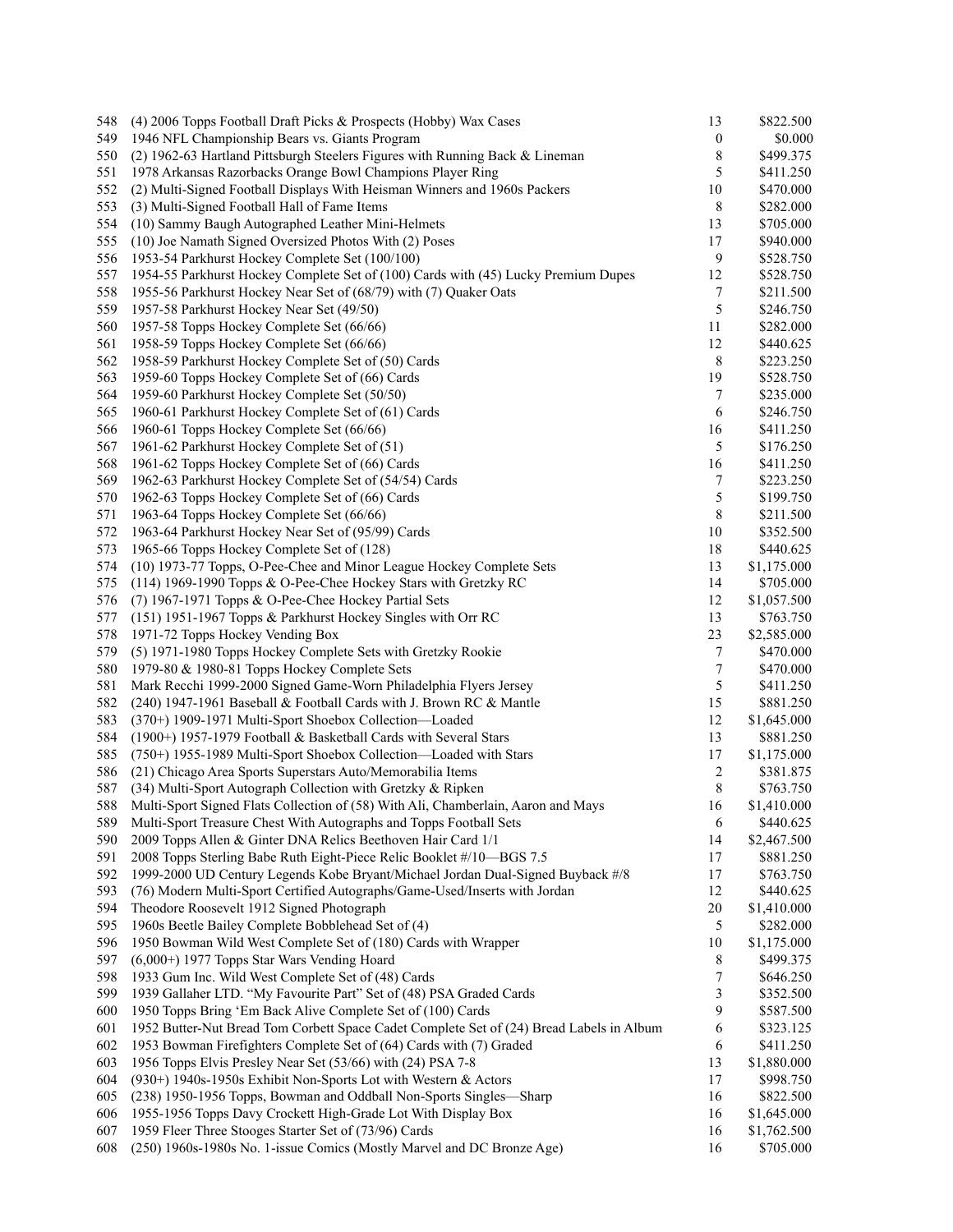| | | | |
|---|---|---|---|
| 548 | (4) 2006 Topps Football Draft Picks & Prospects (Hobby) Wax Cases | 13 | \$822.500 |
| 549 | 1946 NFL Championship Bears vs. Giants Program | 0 | \$0.000 |
| 550 | (2) 1962-63 Hartland Pittsburgh Steelers Figures with Running Back & Lineman | 8 | \$499.375 |
| 551 | 1978 Arkansas Razorbacks Orange Bowl Champions Player Ring | 5 | \$411.250 |
| 552 | (2) Multi-Signed Football Displays With Heisman Winners and 1960s Packers | 10 | \$470.000 |
| 553 | (3) Multi-Signed Football Hall of Fame Items | 8 | \$282.000 |
| 554 | (10) Sammy Baugh Autographed Leather Mini-Helmets | 13 | \$705.000 |
| 555 | (10) Joe Namath Signed Oversized Photos With (2) Poses | 17 | \$940.000 |
| 556 | 1953-54 Parkhurst Hockey Complete Set (100/100) | 9 | \$528.750 |
| 557 | 1954-55 Parkhurst Hockey Complete Set of (100) Cards with (45) Lucky Premium Dupes | 12 | \$528.750 |
| 558 | 1955-56 Parkhurst Hockey Near Set of (68/79) with (7) Quaker Oats | 7 | \$211.500 |
| 559 | 1957-58 Parkhurst Hockey Near Set (49/50) | 5 | \$246.750 |
| 560 | 1957-58 Topps Hockey Complete Set (66/66) | 11 | \$282.000 |
| 561 | 1958-59 Topps Hockey Complete Set (66/66) | 12 | \$440.625 |
| 562 | 1958-59 Parkhurst Hockey Complete Set of (50) Cards | 8 | \$223.250 |
| 563 | 1959-60 Topps Hockey Complete Set of (66) Cards | 19 | \$528.750 |
| 564 | 1959-60 Parkhurst Hockey Complete Set (50/50) | 7 | \$235.000 |
| 565 | 1960-61 Parkhurst Hockey Complete Set of (61) Cards | 6 | \$246.750 |
| 566 | 1960-61 Topps Hockey Complete Set (66/66) | 16 | \$411.250 |
| 567 | 1961-62 Parkhurst Hockey Complete Set of (51) | 5 | \$176.250 |
| 568 | 1961-62 Topps Hockey Complete Set of (66) Cards | 16 | \$411.250 |
| 569 | 1962-63 Parkhurst Hockey Complete Set of (54/54) Cards | 7 | \$223.250 |
| 570 | 1962-63 Topps Hockey Complete Set of (66) Cards | 5 | \$199.750 |
| 571 | 1963-64 Topps Hockey Complete Set (66/66) | 8 | \$211.500 |
| 572 | 1963-64 Parkhurst Hockey Near Set of (95/99) Cards | 10 | \$352.500 |
| 573 | 1965-66 Topps Hockey Complete Set of (128) | 18 | \$440.625 |
| 574 | (10) 1973-77 Topps, O-Pee-Chee and Minor League Hockey Complete Sets | 13 | \$1,175.000 |
| 575 | (114) 1969-1990 Topps & O-Pee-Chee Hockey Stars with Gretzky RC | 14 | \$705.000 |
| 576 | (7) 1967-1971 Topps & O-Pee-Chee Hockey Partial Sets | 12 | \$1,057.500 |
| 577 | (151) 1951-1967 Topps & Parkhurst Hockey Singles with Orr RC | 13 | \$763.750 |
| 578 | 1971-72 Topps Hockey Vending Box | 23 | \$2,585.000 |
| 579 | (5) 1971-1980 Topps Hockey Complete Sets with Gretzky Rookie | 7 | \$470.000 |
| 580 | 1979-80 & 1980-81 Topps Hockey Complete Sets | 7 | \$470.000 |
| 581 | Mark Recchi 1999-2000 Signed Game-Worn Philadelphia Flyers Jersey | 5 | \$411.250 |
| 582 | (240) 1947-1961 Baseball & Football Cards with J. Brown RC & Mantle | 15 | \$881.250 |
| 583 | (370+) 1909-1971 Multi-Sport Shoebox Collection—Loaded | 12 | \$1,645.000 |
| 584 | (1900+) 1957-1979 Football & Basketball Cards with Several Stars | 13 | \$881.250 |
| 585 | (750+) 1955-1989 Multi-Sport Shoebox Collection—Loaded with Stars | 17 | \$1,175.000 |
| 586 | (21) Chicago Area Sports Superstars Auto/Memorabilia Items | 2 | \$381.875 |
| 587 | (34) Multi-Sport Autograph Collection with Gretzky & Ripken | 8 | \$763.750 |
| 588 | Multi-Sport Signed Flats Collection of (58) With Ali, Chamberlain, Aaron and Mays | 16 | \$1,410.000 |
| 589 | Multi-Sport Treasure Chest With Autographs and Topps Football Sets | 6 | \$440.625 |
| 590 | 2009 Topps Allen & Ginter DNA Relics Beethoven Hair Card 1/1 | 14 | \$2,467.500 |
| 591 | 2008 Topps Sterling Babe Ruth Eight-Piece Relic Booklet #/10—BGS 7.5 | 17 | \$881.250 |
| 592 | 1999-2000 UD Century Legends Kobe Bryant/Michael Jordan Dual-Signed Buyback #/8 | 17 | \$763.750 |
| 593 | (76) Modern Multi-Sport Certified Autographs/Game-Used/Inserts with Jordan | 12 | \$440.625 |
| 594 | Theodore Roosevelt 1912 Signed Photograph | 20 | \$1,410.000 |
| 595 | 1960s Beetle Bailey Complete Bobblehead Set of (4) | 5 | \$282.000 |
| 596 | 1950 Bowman Wild West Complete Set of (180) Cards with Wrapper | 10 | \$1,175.000 |
| 597 | (6,000+) 1977 Topps Star Wars Vending Hoard | 8 | \$499.375 |
| 598 | 1933 Gum Inc. Wild West Complete Set of (48) Cards | 7 | \$646.250 |
| 599 | 1939 Gallaher LTD. "My Favourite Part" Set of (48) PSA Graded Cards | 3 | \$352.500 |
| 600 | 1950 Topps Bring 'Em Back Alive Complete Set of (100) Cards | 9 | \$587.500 |
| 601 | 1952 Butter-Nut Bread Tom Corbett Space Cadet Complete Set of (24) Bread Labels in Album | 6 | \$323.125 |
| 602 | 1953 Bowman Firefighters Complete Set of (64) Cards with (7) Graded | 6 | \$411.250 |
| 603 | 1956 Topps Elvis Presley Near Set (53/66) with (24) PSA 7-8 | 13 | \$1,880.000 |
| 604 | (930+) 1940s-1950s Exhibit Non-Sports Lot with Western & Actors | 17 | \$998.750 |
| 605 | (238) 1950-1956 Topps, Bowman and Oddball Non-Sports Singles—Sharp | 16 | \$822.500 |
| 606 | 1955-1956 Topps Davy Crockett High-Grade Lot With Display Box | 16 | \$1,645.000 |
| 607 | 1959 Fleer Three Stooges Starter Set of (73/96) Cards | 16 | \$1,762.500 |
| 608 | (250) 1960s-1980s No. 1-issue Comics (Mostly Marvel and DC Bronze Age) | 16 | \$705.000 |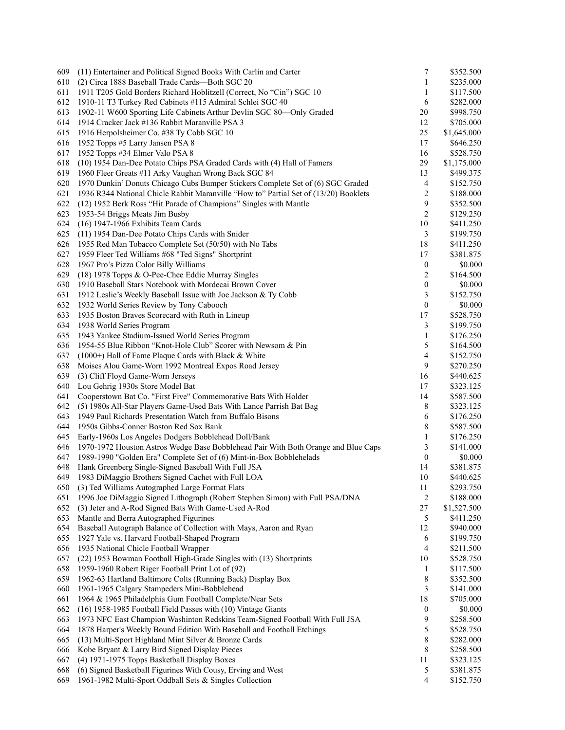| | | | |
|---|---|---|---|
| 609 | (11) Entertainer and Political Signed Books With Carlin and Carter | 7 | $352.500 |
| 610 | (2) Circa 1888 Baseball Trade Cards—Both SGC 20 | 1 | $235.000 |
| 611 | 1911 T205 Gold Borders Richard Hoblitzell (Correct, No "Cin") SGC 10 | 1 | $117.500 |
| 612 | 1910-11 T3 Turkey Red Cabinets #115 Admiral Schlei SGC 40 | 6 | $282.000 |
| 613 | 1902-11 W600 Sporting Life Cabinets Arthur Devlin SGC 80—Only Graded | 20 | $998.750 |
| 614 | 1914 Cracker Jack #136 Rabbit Maranville PSA 3 | 12 | $705.000 |
| 615 | 1916 Herpolsheimer Co. #38 Ty Cobb SGC 10 | 25 | $1,645.000 |
| 616 | 1952 Topps #5 Larry Jansen PSA 8 | 17 | $646.250 |
| 617 | 1952 Topps #34 Elmer Valo PSA 8 | 16 | $528.750 |
| 618 | (10) 1954 Dan-Dee Potato Chips PSA Graded Cards with (4) Hall of Famers | 29 | $1,175.000 |
| 619 | 1960 Fleer Greats #11 Arky Vaughan Wrong Back SGC 84 | 13 | $499.375 |
| 620 | 1970 Dunkin' Donuts Chicago Cubs Bumper Stickers Complete Set of (6) SGC Graded | 4 | $152.750 |
| 621 | 1936 R344 National Chicle Rabbit Maranville "How to" Partial Set of (13/20) Booklets | 2 | $188.000 |
| 622 | (12) 1952 Berk Ross "Hit Parade of Champions" Singles with Mantle | 9 | $352.500 |
| 623 | 1953-54 Briggs Meats Jim Busby | 2 | $129.250 |
| 624 | (16) 1947-1966 Exhibits Team Cards | 10 | $411.250 |
| 625 | (11) 1954 Dan-Dee Potato Chips Cards with Snider | 3 | $199.750 |
| 626 | 1955 Red Man Tobacco Complete Set (50/50) with No Tabs | 18 | $411.250 |
| 627 | 1959 Fleer Ted Williams #68 "Ted Signs" Shortprint | 17 | $381.875 |
| 628 | 1967 Pro's Pizza Color Billy Williams | 0 | $0.000 |
| 629 | (18) 1978 Topps & O-Pee-Chee Eddie Murray Singles | 2 | $164.500 |
| 630 | 1910 Baseball Stars Notebook with Mordecai Brown Cover | 0 | $0.000 |
| 631 | 1912 Leslie's Weekly Baseball Issue with Joe Jackson & Ty Cobb | 3 | $152.750 |
| 632 | 1932 World Series Review by Tony Cabooch | 0 | $0.000 |
| 633 | 1935 Boston Braves Scorecard with Ruth in Lineup | 17 | $528.750 |
| 634 | 1938 World Series Program | 3 | $199.750 |
| 635 | 1943 Yankee Stadium-Issued World Series Program | 1 | $176.250 |
| 636 | 1954-55 Blue Ribbon "Knot-Hole Club" Scorer with Newsom & Pin | 5 | $164.500 |
| 637 | (1000+) Hall of Fame Plaque Cards with Black & White | 4 | $152.750 |
| 638 | Moises Alou Game-Worn 1992 Montreal Expos Road Jersey | 9 | $270.250 |
| 639 | (3) Cliff Floyd Game-Worn Jerseys | 16 | $440.625 |
| 640 | Lou Gehrig 1930s Store Model Bat | 17 | $323.125 |
| 641 | Cooperstown Bat Co. "First Five" Commemorative Bats With Holder | 14 | $587.500 |
| 642 | (5) 1980s All-Star Players Game-Used Bats With Lance Parrish Bat Bag | 8 | $323.125 |
| 643 | 1949 Paul Richards Presentation Watch from Buffalo Bisons | 6 | $176.250 |
| 644 | 1950s Gibbs-Conner Boston Red Sox Bank | 8 | $587.500 |
| 645 | Early-1960s Los Angeles Dodgers Bobblehead Doll/Bank | 1 | $176.250 |
| 646 | 1970-1972 Houston Astros Wedge Base Bobblehead Pair With Both Orange and Blue Caps | 3 | $141.000 |
| 647 | 1989-1990 "Golden Era" Complete Set of (6) Mint-in-Box Bobblehelads | 0 | $0.000 |
| 648 | Hank Greenberg Single-Signed Baseball With Full JSA | 14 | $381.875 |
| 649 | 1983 DiMaggio Brothers Signed Cachet with Full LOA | 10 | $440.625 |
| 650 | (3) Ted Williams Autographed Large Format Flats | 11 | $293.750 |
| 651 | 1996 Joe DiMaggio Signed Lithograph (Robert Stephen Simon) with Full PSA/DNA | 2 | $188.000 |
| 652 | (3) Jeter and A-Rod Signed Bats With Game-Used A-Rod | 27 | $1,527.500 |
| 653 | Mantle and Berra Autographed Figurines | 5 | $411.250 |
| 654 | Baseball Autograph Balance of Collection with Mays, Aaron and Ryan | 12 | $940.000 |
| 655 | 1927 Yale vs. Harvard Football-Shaped Program | 6 | $199.750 |
| 656 | 1935 National Chicle Football Wrapper | 4 | $211.500 |
| 657 | (22) 1953 Bowman Football High-Grade Singles with (13) Shortprints | 10 | $528.750 |
| 658 | 1959-1960 Robert Riger Football Print Lot of (92) | 1 | $117.500 |
| 659 | 1962-63 Hartland Baltimore Colts (Running Back) Display Box | 8 | $352.500 |
| 660 | 1961-1965 Calgary Stampeders Mini-Bobblehead | 3 | $141.000 |
| 661 | 1964 & 1965 Philadelphia Gum Football Complete/Near Sets | 18 | $705.000 |
| 662 | (16) 1958-1985 Football Field Passes with (10) Vintage Giants | 0 | $0.000 |
| 663 | 1973 NFC East Champion Washinton Redskins Team-Signed Football With Full JSA | 9 | $258.500 |
| 664 | 1878 Harper's Weekly Bound Edition With Baseball and Football Etchings | 5 | $528.750 |
| 665 | (13) Multi-Sport Highland Mint Silver & Bronze Cards | 8 | $282.000 |
| 666 | Kobe Bryant & Larry Bird Signed Display Pieces | 8 | $258.500 |
| 667 | (4) 1971-1975 Topps Basketball Display Boxes | 11 | $323.125 |
| 668 | (6) Signed Basketball Figurines With Cousy, Erving and West | 5 | $381.875 |
| 669 | 1961-1982 Multi-Sport Oddball Sets & Singles Collection | 4 | $152.750 |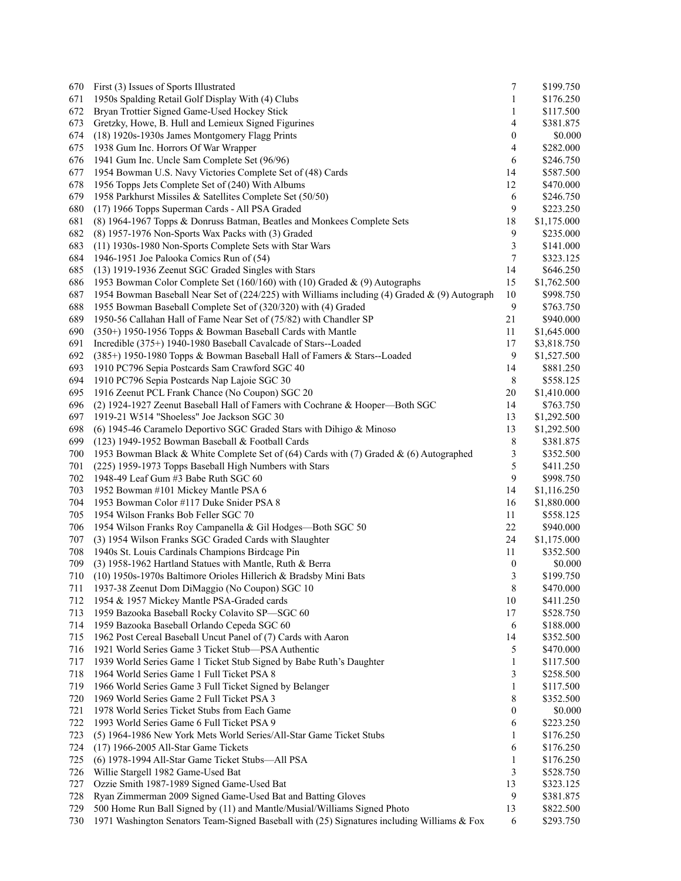| | | | |
|---|---|---|---|
| 670 | First (3) Issues of Sports Illustrated | 7 | $199.750 |
| 671 | 1950s Spalding Retail Golf Display With (4) Clubs | 1 | $176.250 |
| 672 | Bryan Trottier Signed Game-Used Hockey Stick | 1 | $117.500 |
| 673 | Gretzky, Howe, B. Hull and Lemieux Signed Figurines | 4 | $381.875 |
| 674 | (18) 1920s-1930s James Montgomery Flagg Prints | 0 | $0.000 |
| 675 | 1938 Gum Inc. Horrors Of War Wrapper | 4 | $282.000 |
| 676 | 1941 Gum Inc. Uncle Sam Complete Set (96/96) | 6 | $246.750 |
| 677 | 1954 Bowman U.S. Navy Victories Complete Set of (48) Cards | 14 | $587.500 |
| 678 | 1956 Topps Jets Complete Set of (240) With Albums | 12 | $470.000 |
| 679 | 1958 Parkhurst Missiles & Satellites Complete Set (50/50) | 6 | $246.750 |
| 680 | (17) 1966 Topps Superman Cards - All PSA Graded | 9 | $223.250 |
| 681 | (8) 1964-1967 Topps & Donruss Batman, Beatles and Monkees Complete Sets | 18 | $1,175.000 |
| 682 | (8) 1957-1976 Non-Sports Wax Packs with (3) Graded | 9 | $235.000 |
| 683 | (11) 1930s-1980 Non-Sports Complete Sets with Star Wars | 3 | $141.000 |
| 684 | 1946-1951 Joe Palooka Comics Run of (54) | 7 | $323.125 |
| 685 | (13) 1919-1936 Zeenut SGC Graded Singles with Stars | 14 | $646.250 |
| 686 | 1953 Bowman Color Complete Set (160/160) with (10) Graded & (9) Autographs | 15 | $1,762.500 |
| 687 | 1954 Bowman Baseball Near Set of (224/225) with Williams including (4) Graded & (9) Autograph | 10 | $998.750 |
| 688 | 1955 Bowman Baseball Complete Set of (320/320) with (4) Graded | 9 | $763.750 |
| 689 | 1950-56 Callahan Hall of Fame Near Set of (75/82) with Chandler SP | 21 | $940.000 |
| 690 | (350+) 1950-1956 Topps & Bowman Baseball Cards with Mantle | 11 | $1,645.000 |
| 691 | Incredible (375+) 1940-1980 Baseball Cavalcade of Stars--Loaded | 17 | $3,818.750 |
| 692 | (385+) 1950-1980 Topps & Bowman Baseball Hall of Famers & Stars--Loaded | 9 | $1,527.500 |
| 693 | 1910 PC796 Sepia Postcards Sam Crawford SGC 40 | 14 | $881.250 |
| 694 | 1910 PC796 Sepia Postcards Nap Lajoie SGC 30 | 8 | $558.125 |
| 695 | 1916 Zeenut PCL Frank Chance (No Coupon) SGC 20 | 20 | $1,410.000 |
| 696 | (2) 1924-1927 Zeenut Baseball Hall of Famers with Cochrane & Hooper—Both SGC | 14 | $763.750 |
| 697 | 1919-21 W514 "Shoeless" Joe Jackson SGC 30 | 13 | $1,292.500 |
| 698 | (6) 1945-46 Caramelo Deportivo SGC Graded Stars with Dihigo & Minoso | 13 | $1,292.500 |
| 699 | (123) 1949-1952 Bowman Baseball & Football Cards | 8 | $381.875 |
| 700 | 1953 Bowman Black & White Complete Set of (64) Cards with (7) Graded & (6) Autographed | 3 | $352.500 |
| 701 | (225) 1959-1973 Topps Baseball High Numbers with Stars | 5 | $411.250 |
| 702 | 1948-49 Leaf Gum #3 Babe Ruth SGC 60 | 9 | $998.750 |
| 703 | 1952 Bowman #101 Mickey Mantle PSA 6 | 14 | $1,116.250 |
| 704 | 1953 Bowman Color #117 Duke Snider PSA 8 | 16 | $1,880.000 |
| 705 | 1954 Wilson Franks Bob Feller SGC 70 | 11 | $558.125 |
| 706 | 1954 Wilson Franks Roy Campanella & Gil Hodges—Both SGC 50 | 22 | $940.000 |
| 707 | (3) 1954 Wilson Franks SGC Graded Cards with Slaughter | 24 | $1,175.000 |
| 708 | 1940s St. Louis Cardinals Champions Birdcage Pin | 11 | $352.500 |
| 709 | (3) 1958-1962 Hartland Statues with Mantle, Ruth & Berra | 0 | $0.000 |
| 710 | (10) 1950s-1970s Baltimore Orioles Hillerich & Bradsby Mini Bats | 3 | $199.750 |
| 711 | 1937-38 Zeenut Dom DiMaggio (No Coupon) SGC 10 | 8 | $470.000 |
| 712 | 1954 & 1957 Mickey Mantle PSA-Graded cards | 10 | $411.250 |
| 713 | 1959 Bazooka Baseball Rocky Colavito SP—SGC 60 | 17 | $528.750 |
| 714 | 1959 Bazooka Baseball Orlando Cepeda SGC 60 | 6 | $188.000 |
| 715 | 1962 Post Cereal Baseball Uncut Panel of (7) Cards with Aaron | 14 | $352.500 |
| 716 | 1921 World Series Game 3 Ticket Stub—PSA Authentic | 5 | $470.000 |
| 717 | 1939 World Series Game 1 Ticket Stub Signed by Babe Ruth's Daughter | 1 | $117.500 |
| 718 | 1964 World Series Game 1 Full Ticket PSA 8 | 3 | $258.500 |
| 719 | 1966 World Series Game 3 Full Ticket Signed by Belanger | 1 | $117.500 |
| 720 | 1969 World Series Game 2 Full Ticket PSA 3 | 8 | $352.500 |
| 721 | 1978 World Series Ticket Stubs from Each Game | 0 | $0.000 |
| 722 | 1993 World Series Game 6 Full Ticket PSA 9 | 6 | $223.250 |
| 723 | (5) 1964-1986 New York Mets World Series/All-Star Game Ticket Stubs | 1 | $176.250 |
| 724 | (17) 1966-2005 All-Star Game Tickets | 6 | $176.250 |
| 725 | (6) 1978-1994 All-Star Game Ticket Stubs—All PSA | 1 | $176.250 |
| 726 | Willie Stargell 1982 Game-Used Bat | 3 | $528.750 |
| 727 | Ozzie Smith 1987-1989 Signed Game-Used Bat | 13 | $323.125 |
| 728 | Ryan Zimmerman 2009 Signed Game-Used Bat and Batting Gloves | 9 | $381.875 |
| 729 | 500 Home Run Ball Signed by (11) and Mantle/Musial/Williams Signed Photo | 13 | $822.500 |
| 730 | 1971 Washington Senators Team-Signed Baseball with (25) Signatures including Williams & Fox | 6 | $293.750 |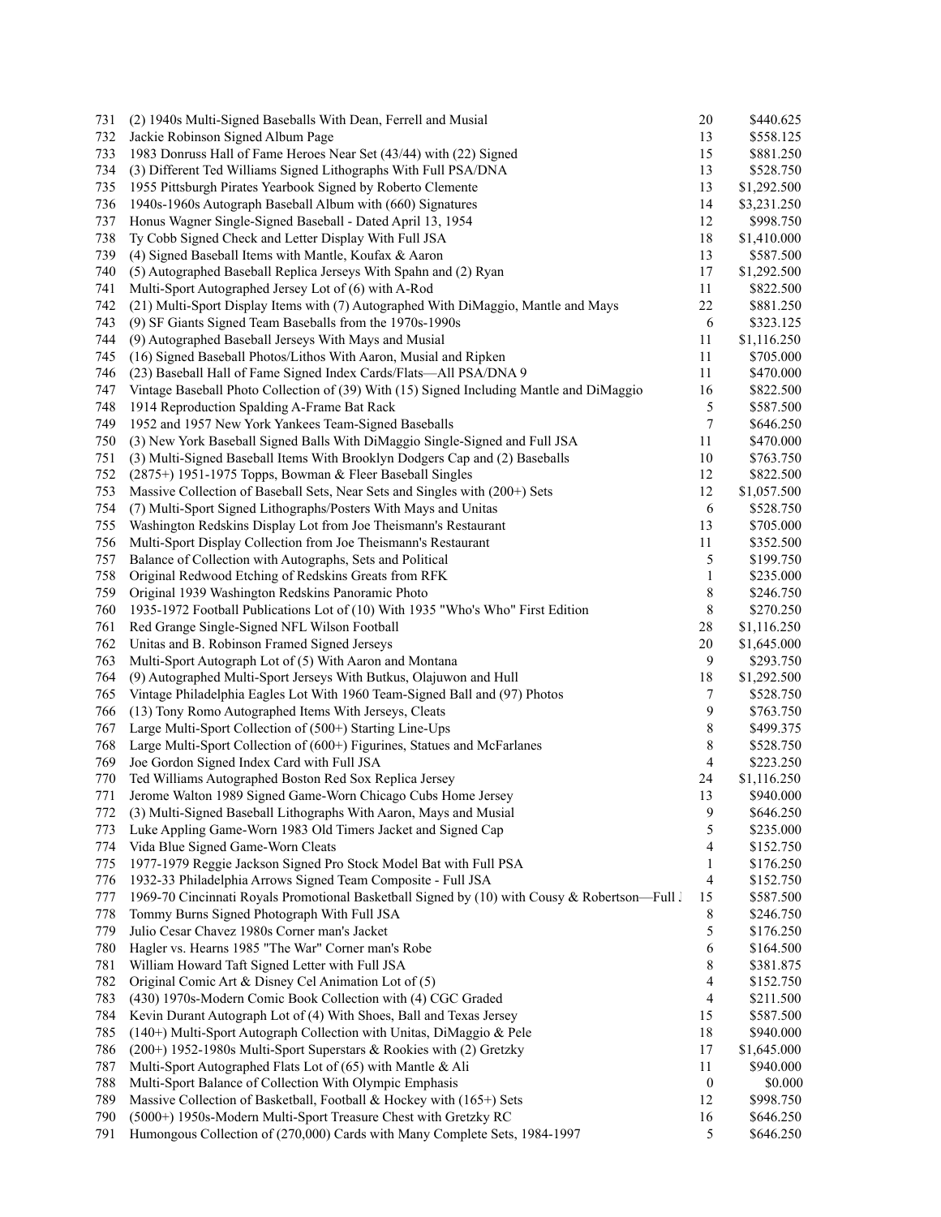| | | | |
|---|---|---|---|
| 731 | (2) 1940s Multi-Signed Baseballs With Dean, Ferrell and Musial | 20 | \$440.625 |
| 732 | Jackie Robinson Signed Album Page | 13 | \$558.125 |
| 733 | 1983 Donruss Hall of Fame Heroes Near Set (43/44) with (22) Signed | 15 | \$881.250 |
| 734 | (3) Different Ted Williams Signed Lithographs With Full PSA/DNA | 13 | \$528.750 |
| 735 | 1955 Pittsburgh Pirates Yearbook Signed by Roberto Clemente | 13 | \$1,292.500 |
| 736 | 1940s-1960s Autograph Baseball Album with (660) Signatures | 14 | \$3,231.250 |
| 737 | Honus Wagner Single-Signed Baseball - Dated April 13, 1954 | 12 | \$998.750 |
| 738 | Ty Cobb Signed Check and Letter Display With Full JSA | 18 | \$1,410.000 |
| 739 | (4) Signed Baseball Items with Mantle, Koufax & Aaron | 13 | \$587.500 |
| 740 | (5) Autographed Baseball Replica Jerseys With Spahn and (2) Ryan | 17 | \$1,292.500 |
| 741 | Multi-Sport Autographed Jersey Lot of (6) with A-Rod | 11 | \$822.500 |
| 742 | (21) Multi-Sport Display Items with (7) Autographed With DiMaggio, Mantle and Mays | 22 | \$881.250 |
| 743 | (9) SF Giants Signed Team Baseballs from the 1970s-1990s | 6 | \$323.125 |
| 744 | (9) Autographed Baseball Jerseys With Mays and Musial | 11 | \$1,116.250 |
| 745 | (16) Signed Baseball Photos/Lithos With Aaron, Musial and Ripken | 11 | \$705.000 |
| 746 | (23) Baseball Hall of Fame Signed Index Cards/Flats—All PSA/DNA 9 | 11 | \$470.000 |
| 747 | Vintage Baseball Photo Collection of (39) With (15) Signed Including Mantle and DiMaggio | 16 | \$822.500 |
| 748 | 1914 Reproduction Spalding A-Frame Bat Rack | 5 | \$587.500 |
| 749 | 1952 and 1957 New York Yankees Team-Signed Baseballs | 7 | \$646.250 |
| 750 | (3) New York Baseball Signed Balls With DiMaggio Single-Signed and Full JSA | 11 | \$470.000 |
| 751 | (3) Multi-Signed Baseball Items With Brooklyn Dodgers Cap and (2) Baseballs | 10 | \$763.750 |
| 752 | (2875+) 1951-1975 Topps, Bowman & Fleer Baseball Singles | 12 | \$822.500 |
| 753 | Massive Collection of Baseball Sets, Near Sets and Singles with (200+) Sets | 12 | \$1,057.500 |
| 754 | (7) Multi-Sport Signed Lithographs/Posters With Mays and Unitas | 6 | \$528.750 |
| 755 | Washington Redskins Display Lot from Joe Theismann's Restaurant | 13 | \$705.000 |
| 756 | Multi-Sport Display Collection from Joe Theismann's Restaurant | 11 | \$352.500 |
| 757 | Balance of Collection with Autographs, Sets and Political | 5 | \$199.750 |
| 758 | Original Redwood Etching of Redskins Greats from RFK | 1 | \$235.000 |
| 759 | Original 1939 Washington Redskins Panoramic Photo | 8 | \$246.750 |
| 760 | 1935-1972 Football Publications Lot of (10) With 1935 "Who's Who" First Edition | 8 | \$270.250 |
| 761 | Red Grange Single-Signed NFL Wilson Football | 28 | \$1,116.250 |
| 762 | Unitas and B. Robinson Framed Signed Jerseys | 20 | \$1,645.000 |
| 763 | Multi-Sport Autograph Lot of (5) With Aaron and Montana | 9 | \$293.750 |
| 764 | (9) Autographed Multi-Sport Jerseys With Butkus, Olajuwon and Hull | 18 | \$1,292.500 |
| 765 | Vintage Philadelphia Eagles Lot With 1960 Team-Signed Ball and (97) Photos | 7 | \$528.750 |
| 766 | (13) Tony Romo Autographed Items With Jerseys, Cleats | 9 | \$763.750 |
| 767 | Large Multi-Sport Collection of (500+) Starting Line-Ups | 8 | \$499.375 |
| 768 | Large Multi-Sport Collection of (600+) Figurines, Statues and McFarlanes | 8 | \$528.750 |
| 769 | Joe Gordon Signed Index Card with Full JSA | 4 | \$223.250 |
| 770 | Ted Williams Autographed Boston Red Sox Replica Jersey | 24 | \$1,116.250 |
| 771 | Jerome Walton 1989 Signed Game-Worn Chicago Cubs Home Jersey | 13 | \$940.000 |
| 772 | (3) Multi-Signed Baseball Lithographs With Aaron, Mays and Musial | 9 | \$646.250 |
| 773 | Luke Appling Game-Worn 1983 Old Timers Jacket and Signed Cap | 5 | \$235.000 |
| 774 | Vida Blue Signed Game-Worn Cleats | 4 | \$152.750 |
| 775 | 1977-1979 Reggie Jackson Signed Pro Stock Model Bat with Full PSA | 1 | \$176.250 |
| 776 | 1932-33 Philadelphia Arrows Signed Team Composite - Full JSA | 4 | \$152.750 |
| 777 | 1969-70 Cincinnati Royals Promotional Basketball Signed by (10) with Cousy & Robertson—Full J | 15 | \$587.500 |
| 778 | Tommy Burns Signed Photograph With Full JSA | 8 | \$246.750 |
| 779 | Julio Cesar Chavez 1980s Corner man's Jacket | 5 | \$176.250 |
| 780 | Hagler vs. Hearns 1985 "The War" Corner man's Robe | 6 | \$164.500 |
| 781 | William Howard Taft Signed Letter with Full JSA | 8 | \$381.875 |
| 782 | Original Comic Art & Disney Cel Animation Lot of (5) | 4 | \$152.750 |
| 783 | (430) 1970s-Modern Comic Book Collection with (4) CGC Graded | 4 | \$211.500 |
| 784 | Kevin Durant Autograph Lot of (4) With Shoes, Ball and Texas Jersey | 15 | \$587.500 |
| 785 | (140+) Multi-Sport Autograph Collection with Unitas, DiMaggio & Pele | 18 | \$940.000 |
| 786 | (200+) 1952-1980s Multi-Sport Superstars & Rookies with (2) Gretzky | 17 | \$1,645.000 |
| 787 | Multi-Sport Autographed Flats Lot of (65) with Mantle & Ali | 11 | \$940.000 |
| 788 | Multi-Sport Balance of Collection With Olympic Emphasis | 0 | \$0.000 |
| 789 | Massive Collection of Basketball, Football & Hockey with (165+) Sets | 12 | \$998.750 |
| 790 | (5000+) 1950s-Modern Multi-Sport Treasure Chest with Gretzky RC | 16 | \$646.250 |
| 791 | Humongous Collection of (270,000) Cards with Many Complete Sets, 1984-1997 | 5 | \$646.250 |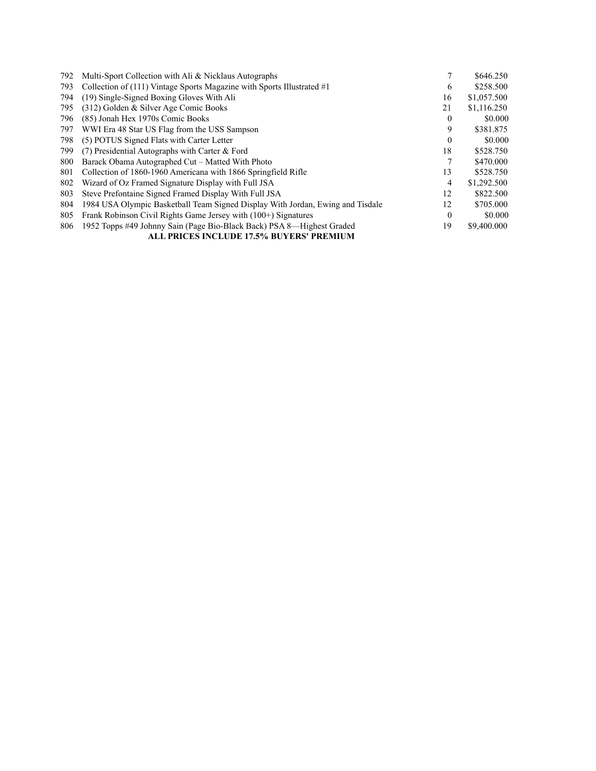| | | | |
|---|---|---|---|
| 792 | Multi-Sport Collection with Ali & Nicklaus Autographs | 7 | $646.250 |
| 793 | Collection of (111) Vintage Sports Magazine with Sports Illustrated #1 | 6 | $258.500 |
| 794 | (19) Single-Signed Boxing Gloves With Ali | 16 | $1,057.500 |
| 795 | (312) Golden & Silver Age Comic Books | 21 | $1,116.250 |
| 796 | (85) Jonah Hex 1970s Comic Books | 0 | $0.000 |
| 797 | WWI Era 48 Star US Flag from the USS Sampson | 9 | $381.875 |
| 798 | (5) POTUS Signed Flats with Carter Letter | 0 | $0.000 |
| 799 | (7) Presidential Autographs with Carter & Ford | 18 | $528.750 |
| 800 | Barack Obama Autographed Cut – Matted With Photo | 7 | $470.000 |
| 801 | Collection of 1860-1960 Americana with 1866 Springfield Rifle | 13 | $528.750 |
| 802 | Wizard of Oz Framed Signature Display with Full JSA | 4 | $1,292.500 |
| 803 | Steve Prefontaine Signed Framed Display With Full JSA | 12 | $822.500 |
| 804 | 1984 USA Olympic Basketball Team Signed Display With Jordan, Ewing and Tisdale | 12 | $705.000 |
| 805 | Frank Robinson Civil Rights Game Jersey with (100+) Signatures | 0 | $0.000 |
| 806 | 1952 Topps #49 Johnny Sain (Page Bio-Black Back) PSA 8—Highest Graded | 19 | $9,400.000 |

**ALL PRICES INCLUDE 17.5% BUYERS' PREMIUM**